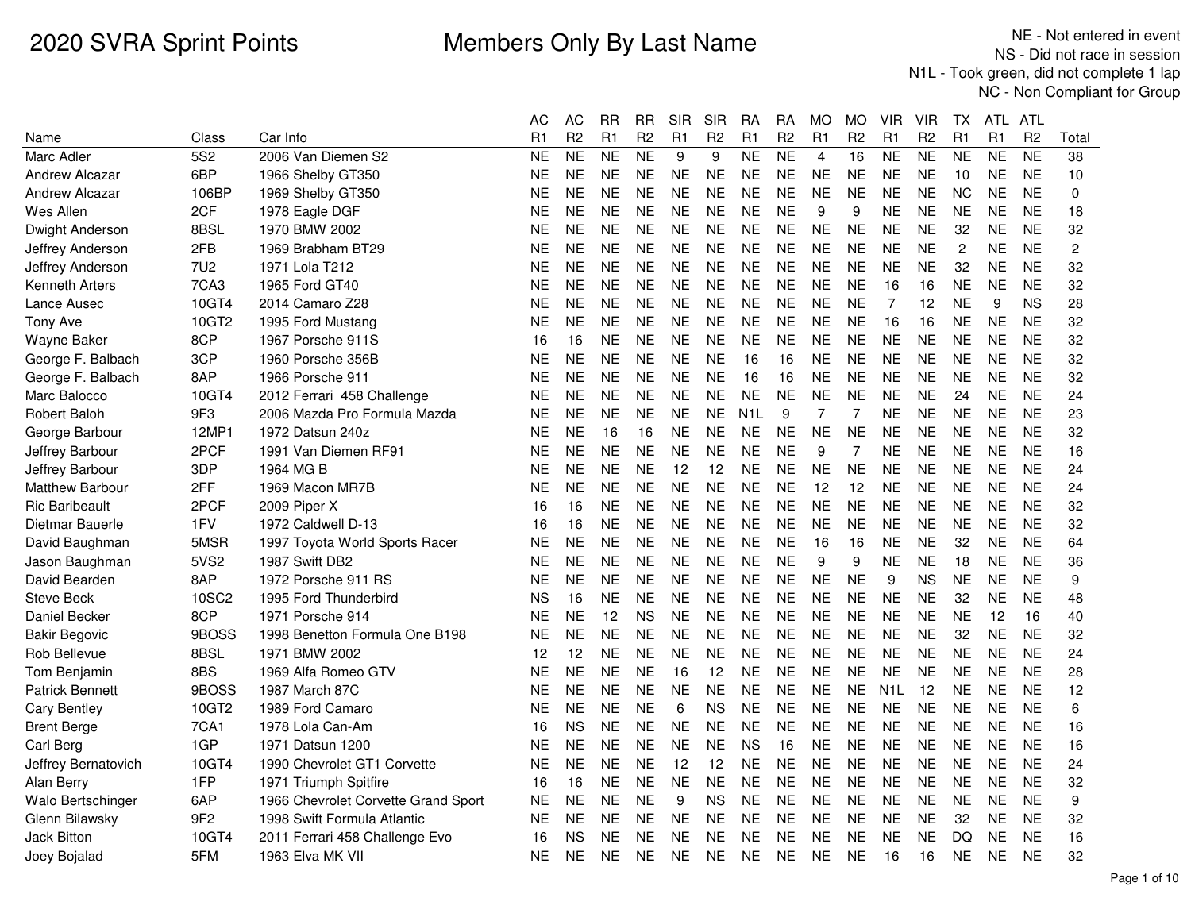# 2020 SVRA Sprint Points

## Members Only By Last Name

NE - Not entered in event
NS - Did not race in session
N1L - Took green, did not complete 1 lap
NC - Non Compliant for Group

| Name | Class | Car Info | AC R1 | AC R2 | RR R1 | RR R2 | SIR R1 | SIR R2 | RA R1 | RA R2 | MO R1 | MO R2 | VIR R1 | VIR R2 | TX R1 | ATL R1 | ATL R2 | Total |
|---|---|---|---|---|---|---|---|---|---|---|---|---|---|---|---|---|---|---|
| Marc Adler | 5S2 | 2006 Van Diemen S2 | NE | NE | NE | NE | 9 | 9 | NE | NE | 4 | 16 | NE | NE | NE | NE | NE | 38 |
| Andrew Alcazar | 6BP | 1966 Shelby GT350 | NE | NE | NE | NE | NE | NE | NE | NE | NE | NE | NE | NE | 10 | NE | NE | 10 |
| Andrew Alcazar | 106BP | 1969 Shelby GT350 | NE | NE | NE | NE | NE | NE | NE | NE | NE | NE | NE | NE | NC | NE | NE | 0 |
| Wes Allen | 2CF | 1978 Eagle DGF | NE | NE | NE | NE | NE | NE | NE | NE | 9 | 9 | NE | NE | NE | NE | NE | 18 |
| Dwight Anderson | 8BSL | 1970 BMW 2002 | NE | NE | NE | NE | NE | NE | NE | NE | NE | NE | NE | NE | 32 | NE | NE | 32 |
| Jeffrey Anderson | 2FB | 1969 Brabham BT29 | NE | NE | NE | NE | NE | NE | NE | NE | NE | NE | NE | NE | 2 | NE | NE | 2 |
| Jeffrey Anderson | 7U2 | 1971 Lola T212 | NE | NE | NE | NE | NE | NE | NE | NE | NE | NE | NE | NE | 32 | NE | NE | 32 |
| Kenneth Arters | 7CA3 | 1965 Ford GT40 | NE | NE | NE | NE | NE | NE | NE | NE | NE | NE | 16 | 16 | NE | NE | NE | 32 |
| Lance Ausec | 10GT4 | 2014 Camaro Z28 | NE | NE | NE | NE | NE | NE | NE | NE | NE | NE | 7 | 12 | NE | 9 | NS | 28 |
| Tony Ave | 10GT2 | 1995 Ford Mustang | NE | NE | NE | NE | NE | NE | NE | NE | NE | NE | 16 | 16 | NE | NE | NE | 32 |
| Wayne Baker | 8CP | 1967 Porsche 911S | 16 | 16 | NE | NE | NE | NE | NE | NE | NE | NE | NE | NE | NE | NE | NE | 32 |
| George F. Balbach | 3CP | 1960 Porsche 356B | NE | NE | NE | NE | NE | NE | 16 | 16 | NE | NE | NE | NE | NE | NE | NE | 32 |
| George F. Balbach | 8AP | 1966 Porsche 911 | NE | NE | NE | NE | NE | NE | 16 | 16 | NE | NE | NE | NE | NE | NE | NE | 32 |
| Marc Balocco | 10GT4 | 2012 Ferrari 458 Challenge | NE | NE | NE | NE | NE | NE | NE | NE | NE | NE | NE | NE | 24 | NE | NE | 24 |
| Robert Baloh | 9F3 | 2006 Mazda Pro Formula Mazda | NE | NE | NE | NE | NE | NE | N1L | 9 | 7 | 7 | NE | NE | NE | NE | NE | 23 |
| George Barbour | 12MP1 | 1972 Datsun 240z | NE | NE | 16 | 16 | NE | NE | NE | NE | NE | NE | NE | NE | NE | NE | NE | 32 |
| Jeffrey Barbour | 2PCF | 1991 Van Diemen RF91 | NE | NE | NE | NE | NE | NE | NE | NE | 9 | 7 | NE | NE | NE | NE | NE | 16 |
| Jeffrey Barbour | 3DP | 1964 MG B | NE | NE | NE | NE | 12 | 12 | NE | NE | NE | NE | NE | NE | NE | NE | NE | 24 |
| Matthew Barbour | 2FF | 1969 Macon MR7B | NE | NE | NE | NE | NE | NE | NE | NE | 12 | 12 | NE | NE | NE | NE | NE | 24 |
| Ric Baribeault | 2PCF | 2009 Piper X | 16 | 16 | NE | NE | NE | NE | NE | NE | NE | NE | NE | NE | NE | NE | NE | 32 |
| Dietmar Bauerle | 1FV | 1972 Caldwell D-13 | 16 | 16 | NE | NE | NE | NE | NE | NE | NE | NE | NE | NE | NE | NE | NE | 32 |
| David Baughman | 5MSR | 1997 Toyota World Sports Racer | NE | NE | NE | NE | NE | NE | NE | NE | 16 | 16 | NE | NE | 32 | NE | NE | 64 |
| Jason Baughman | 5VS2 | 1987 Swift DB2 | NE | NE | NE | NE | NE | NE | NE | NE | 9 | 9 | NE | NE | 18 | NE | NE | 36 |
| David Bearden | 8AP | 1972 Porsche 911 RS | NE | NE | NE | NE | NE | NE | NE | NE | NE | NE | 9 | NS | NE | NE | NE | 9 |
| Steve Beck | 10SC2 | 1995 Ford Thunderbird | NS | 16 | NE | NE | NE | NE | NE | NE | NE | NE | NE | NE | 32 | NE | NE | 48 |
| Daniel Becker | 8CP | 1971 Porsche 914 | NE | NE | 12 | NS | NE | NE | NE | NE | NE | NE | NE | NE | NE | 12 | 16 | 40 |
| Bakir Begovic | 9BOSS | 1998 Benetton Formula One B198 | NE | NE | NE | NE | NE | NE | NE | NE | NE | NE | NE | NE | 32 | NE | NE | 32 |
| Rob Bellevue | 8BSL | 1971 BMW 2002 | 12 | 12 | NE | NE | NE | NE | NE | NE | NE | NE | NE | NE | NE | NE | NE | 24 |
| Tom Benjamin | 8BS | 1969 Alfa Romeo GTV | NE | NE | NE | NE | 16 | 12 | NE | NE | NE | NE | NE | NE | NE | NE | NE | 28 |
| Patrick Bennett | 9BOSS | 1987 March 87C | NE | NE | NE | NE | NE | NE | NE | NE | NE | NE | N1L | 12 | NE | NE | NE | 12 |
| Cary Bentley | 10GT2 | 1989 Ford Camaro | NE | NE | NE | NE | 6 | NS | NE | NE | NE | NE | NE | NE | NE | NE | NE | 6 |
| Brent Berge | 7CA1 | 1978 Lola Can-Am | 16 | NS | NE | NE | NE | NE | NE | NE | NE | NE | NE | NE | NE | NE | NE | 16 |
| Carl Berg | 1GP | 1971 Datsun 1200 | NE | NE | NE | NE | NE | NE | NS | 16 | NE | NE | NE | NE | NE | NE | NE | 16 |
| Jeffrey Bernatovich | 10GT4 | 1990 Chevrolet GT1 Corvette | NE | NE | NE | NE | 12 | 12 | NE | NE | NE | NE | NE | NE | NE | NE | NE | 24 |
| Alan Berry | 1FP | 1971 Triumph Spitfire | 16 | 16 | NE | NE | NE | NE | NE | NE | NE | NE | NE | NE | NE | NE | NE | 32 |
| Walo Bertschinger | 6AP | 1966 Chevrolet Corvette Grand Sport | NE | NE | NE | NE | 9 | NS | NE | NE | NE | NE | NE | NE | NE | NE | NE | 9 |
| Glenn Bilawsky | 9F2 | 1998 Swift Formula Atlantic | NE | NE | NE | NE | NE | NE | NE | NE | NE | NE | NE | NE | 32 | NE | NE | 32 |
| Jack Bitton | 10GT4 | 2011 Ferrari 458 Challenge Evo | 16 | NS | NE | NE | NE | NE | NE | NE | NE | NE | NE | NE | DQ | NE | NE | 16 |
| Joey Bojalad | 5FM | 1963 Elva MK VII | NE | NE | NE | NE | NE | NE | NE | NE | NE | NE | 16 | 16 | NE | NE | NE | 32 |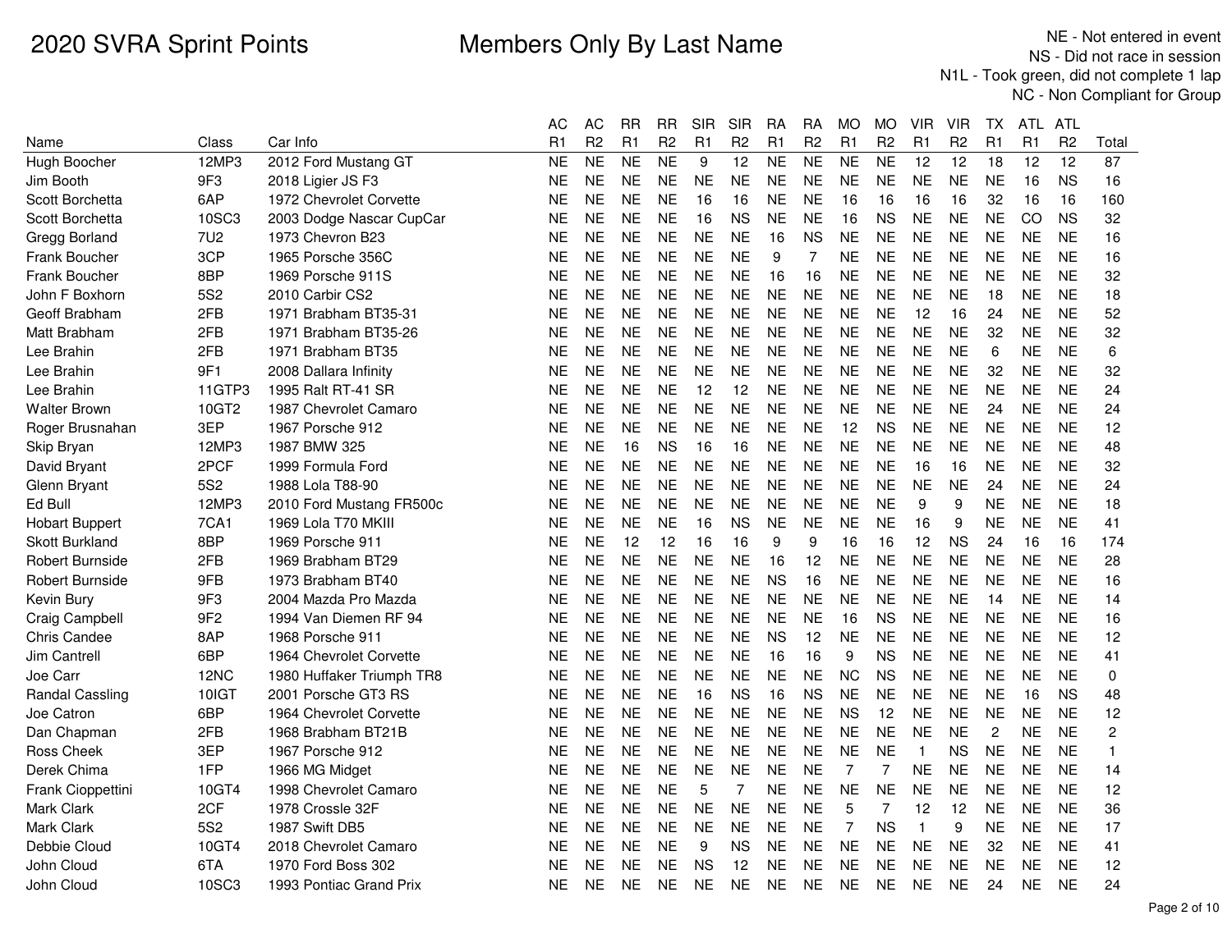# 2020 SVRA Sprint Points

## Members Only By Last Name

NE - Not entered in event
NS - Did not race in session
N1L - Took green, did not complete 1 lap
NC - Non Compliant for Group

| Name | Class | Car Info | AC R1 | AC R2 | RR R1 | RR R2 | SIR R1 | SIR R2 | RA R1 | RA R2 | MO R1 | MO R2 | VIR R1 | VIR R2 | TX R1 | ATL R1 | ATL R2 | Total |
|---|---|---|---|---|---|---|---|---|---|---|---|---|---|---|---|---|---|---|
| Hugh Boocher | 12MP3 | 2012 Ford Mustang GT | NE | NE | NE | NE | 9 | 12 | NE | NE | NE | NE | 12 | 12 | 18 | 12 | 12 | 87 |
| Jim Booth | 9F3 | 2018 Ligier JS F3 | NE | NE | NE | NE | NE | NE | NE | NE | NE | NE | NE | NE | NE | 16 | NS | 16 |
| Scott Borchetta | 6AP | 1972 Chevrolet Corvette | NE | NE | NE | NE | 16 | 16 | NE | NE | 16 | 16 | 16 | 16 | 32 | 16 | 16 | 160 |
| Scott Borchetta | 10SC3 | 2003 Dodge Nascar CupCar | NE | NE | NE | NE | 16 | NS | NE | NE | 16 | NS | NE | NE | NE | CO | NS | 32 |
| Gregg Borland | 7U2 | 1973 Chevron B23 | NE | NE | NE | NE | NE | NE | 16 | NS | NE | NE | NE | NE | NE | NE | NE | 16 |
| Frank Boucher | 3CP | 1965 Porsche 356C | NE | NE | NE | NE | NE | NE | 9 | 7 | NE | NE | NE | NE | NE | NE | NE | 16 |
| Frank Boucher | 8BP | 1969 Porsche 911S | NE | NE | NE | NE | NE | NE | 16 | 16 | NE | NE | NE | NE | NE | NE | NE | 32 |
| John F Boxhorn | 5S2 | 2010 Carbir CS2 | NE | NE | NE | NE | NE | NE | NE | NE | NE | NE | NE | NE | 18 | NE | NE | 18 |
| Geoff Brabham | 2FB | 1971 Brabham BT35-31 | NE | NE | NE | NE | NE | NE | NE | NE | NE | NE | 12 | 16 | 24 | NE | NE | 52 |
| Matt Brabham | 2FB | 1971 Brabham BT35-26 | NE | NE | NE | NE | NE | NE | NE | NE | NE | NE | NE | NE | 32 | NE | NE | 32 |
| Lee Brahin | 2FB | 1971 Brabham BT35 | NE | NE | NE | NE | NE | NE | NE | NE | NE | NE | NE | NE | 6 | NE | NE | 6 |
| Lee Brahin | 9F1 | 2008 Dallara Infinity | NE | NE | NE | NE | NE | NE | NE | NE | NE | NE | NE | NE | 32 | NE | NE | 32 |
| Lee Brahin | 11GTP3 | 1995 Ralt RT-41 SR | NE | NE | NE | NE | 12 | 12 | NE | NE | NE | NE | NE | NE | NE | NE | NE | 24 |
| Walter Brown | 10GT2 | 1987 Chevrolet Camaro | NE | NE | NE | NE | NE | NE | NE | NE | NE | NE | NE | NE | 24 | NE | NE | 24 |
| Roger Brusnahan | 3EP | 1967 Porsche 912 | NE | NE | NE | NE | NE | NE | NE | NE | 12 | NS | NE | NE | NE | NE | NE | 12 |
| Skip Bryan | 12MP3 | 1987 BMW 325 | NE | NE | 16 | NS | 16 | 16 | NE | NE | NE | NE | NE | NE | NE | NE | NE | 48 |
| David Bryant | 2PCF | 1999 Formula Ford | NE | NE | NE | NE | NE | NE | NE | NE | NE | NE | 16 | 16 | NE | NE | NE | 32 |
| Glenn Bryant | 5S2 | 1988 Lola T88-90 | NE | NE | NE | NE | NE | NE | NE | NE | NE | NE | NE | NE | 24 | NE | NE | 24 |
| Ed Bull | 12MP3 | 2010 Ford Mustang FR500c | NE | NE | NE | NE | NE | NE | NE | NE | NE | NE | 9 | 9 | NE | NE | NE | 18 |
| Hobart Buppert | 7CA1 | 1969 Lola T70 MKIII | NE | NE | NE | NE | 16 | NS | NE | NE | NE | NE | 16 | 9 | NE | NE | NE | 41 |
| Skott Burkland | 8BP | 1969 Porsche 911 | NE | NE | 12 | 12 | 16 | 16 | 9 | 9 | 16 | 16 | 12 | NS | 24 | 16 | 16 | 174 |
| Robert Burnside | 2FB | 1969 Brabham BT29 | NE | NE | NE | NE | NE | NE | 16 | 12 | NE | NE | NE | NE | NE | NE | NE | 28 |
| Robert Burnside | 9FB | 1973 Brabham BT40 | NE | NE | NE | NE | NE | NE | NS | 16 | NE | NE | NE | NE | NE | NE | NE | 16 |
| Kevin Bury | 9F3 | 2004 Mazda Pro Mazda | NE | NE | NE | NE | NE | NE | NE | NE | NE | NE | NE | NE | 14 | NE | NE | 14 |
| Craig Campbell | 9F2 | 1994 Van Diemen RF 94 | NE | NE | NE | NE | NE | NE | NE | NE | 16 | NS | NE | NE | NE | NE | NE | 16 |
| Chris Candee | 8AP | 1968 Porsche 911 | NE | NE | NE | NE | NE | NE | NS | 12 | NE | NE | NE | NE | NE | NE | NE | 12 |
| Jim Cantrell | 6BP | 1964 Chevrolet Corvette | NE | NE | NE | NE | NE | NE | 16 | 16 | 9 | NS | NE | NE | NE | NE | NE | 41 |
| Joe Carr | 12NC | 1980 Huffaker Triumph TR8 | NE | NE | NE | NE | NE | NE | NE | NE | NC | NS | NE | NE | NE | NE | NE | 0 |
| Randal Cassling | 10IGT | 2001 Porsche GT3 RS | NE | NE | NE | NE | 16 | NS | 16 | NS | NE | NE | NE | NE | NE | 16 | NS | 48 |
| Joe Catron | 6BP | 1964 Chevrolet Corvette | NE | NE | NE | NE | NE | NE | NE | NE | NS | 12 | NE | NE | NE | NE | NE | 12 |
| Dan Chapman | 2FB | 1968 Brabham BT21B | NE | NE | NE | NE | NE | NE | NE | NE | NE | NE | NE | NE | 2 | NE | NE | 2 |
| Ross Cheek | 3EP | 1967 Porsche 912 | NE | NE | NE | NE | NE | NE | NE | NE | NE | NE | 1 | NS | NE | NE | NE | 1 |
| Derek Chima | 1FP | 1966 MG Midget | NE | NE | NE | NE | NE | NE | NE | NE | 7 | 7 | NE | NE | NE | NE | NE | 14 |
| Frank Cioppettini | 10GT4 | 1998 Chevrolet Camaro | NE | NE | NE | NE | 5 | 7 | NE | NE | NE | NE | NE | NE | NE | NE | NE | 12 |
| Mark Clark | 2CF | 1978 Crossle 32F | NE | NE | NE | NE | NE | NE | NE | NE | 5 | 7 | 12 | 12 | NE | NE | NE | 36 |
| Mark Clark | 5S2 | 1987 Swift DB5 | NE | NE | NE | NE | NE | NE | NE | NE | 7 | NS | 1 | 9 | NE | NE | NE | 17 |
| Debbie Cloud | 10GT4 | 2018 Chevrolet Camaro | NE | NE | NE | NE | 9 | NS | NE | NE | NE | NE | NE | NE | 32 | NE | NE | 41 |
| John Cloud | 6TA | 1970 Ford Boss 302 | NE | NE | NE | NE | NS | 12 | NE | NE | NE | NE | NE | NE | NE | NE | NE | 12 |
| John Cloud | 10SC3 | 1993 Pontiac Grand Prix | NE | NE | NE | NE | NE | NE | NE | NE | NE | NE | NE | NE | 24 | NE | NE | 24 |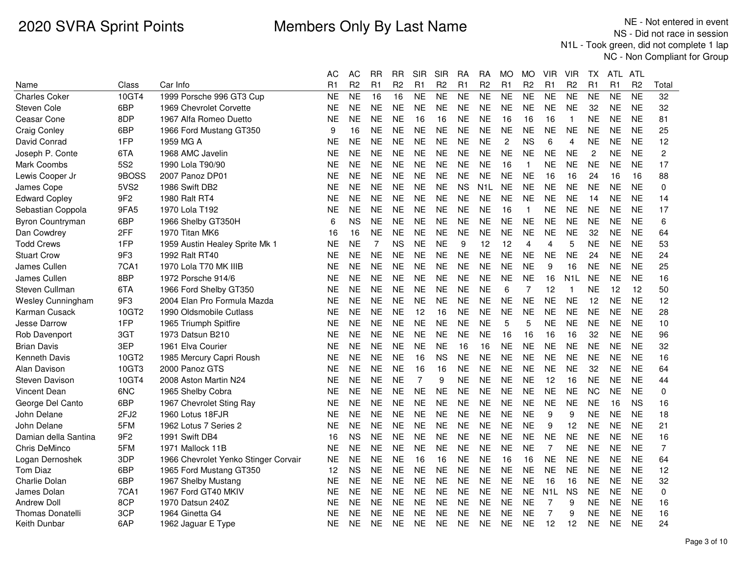# 2020 SVRA Sprint Points

## Members Only By Last Name

NE - Not entered in event
NS - Did not race in session
N1L - Took green, did not complete 1 lap
NC - Non Compliant for Group

| Name | Class | Car Info | AC R1 | AC R2 | RR R1 | RR R2 | SIR R1 | SIR R2 | RA R1 | RA R2 | MO R1 | MO R2 | VIR R1 | VIR R2 | TX R1 | ATL R1 | ATL R2 | Total |
|---|---|---|---|---|---|---|---|---|---|---|---|---|---|---|---|---|---|---|
| Charles Coker | 10GT4 | 1999 Porsche 996 GT3 Cup | NE | NE | 16 | 16 | NE | NE | NE | NE | NE | NE | NE | NE | NE | NE | NE | 32 |
| Steven Cole | 6BP | 1969 Chevrolet Corvette | NE | NE | NE | NE | NE | NE | NE | NE | NE | NE | NE | NE | 32 | NE | NE | 32 |
| Ceasar Cone | 8DP | 1967 Alfa Romeo Duetto | NE | NE | NE | NE | 16 | 16 | NE | NE | 16 | 16 | 16 | 1 | NE | NE | NE | 81 |
| Craig Conley | 6BP | 1966 Ford Mustang GT350 | 9 | 16 | NE | NE | NE | NE | NE | NE | NE | NE | NE | NE | NE | NE | NE | 25 |
| David Conrad | 1FP | 1959 MG A | NE | NE | NE | NE | NE | NE | NE | NE | 2 | NS | 6 | 4 | NE | NE | NE | 12 |
| Joseph P. Conte | 6TA | 1968 AMC Javelin | NE | NE | NE | NE | NE | NE | NE | NE | NE | NE | NE | NE | 2 | NE | NE | 2 |
| Mark Coombs | 5S2 | 1990 Lola T90/90 | NE | NE | NE | NE | NE | NE | NE | NE | 16 | 1 | NE | NE | NE | NE | NE | 17 |
| Lewis Cooper Jr | 9BOSS | 2007 Panoz DP01 | NE | NE | NE | NE | NE | NE | NE | NE | NE | NE | 16 | 16 | 24 | 16 | 16 | 88 |
| James Cope | 5VS2 | 1986 Swift DB2 | NE | NE | NE | NE | NE | NE | NS | N1L | NE | NE | NE | NE | NE | NE | NE | 0 |
| Edward Copley | 9F2 | 1980 Ralt RT4 | NE | NE | NE | NE | NE | NE | NE | NE | NE | NE | NE | NE | 14 | NE | NE | 14 |
| Sebastian Coppola | 9FA5 | 1970 Lola T192 | NE | NE | NE | NE | NE | NE | NE | NE | 16 | 1 | NE | NE | NE | NE | NE | 17 |
| Byron Countryman | 6BP | 1966 Shelby GT350H | 6 | NS | NE | NE | NE | NE | NE | NE | NE | NE | NE | NE | NE | NE | NE | 6 |
| Dan Cowdrey | 2FF | 1970 Titan MK6 | 16 | 16 | NE | NE | NE | NE | NE | NE | NE | NE | NE | NE | 32 | NE | NE | 64 |
| Todd Crews | 1FP | 1959 Austin Healey Sprite Mk 1 | NE | NE | 7 | NS | NE | NE | 9 | 12 | 12 | 4 | 4 | 5 | NE | NE | NE | 53 |
| Stuart Crow | 9F3 | 1992 Ralt RT40 | NE | NE | NE | NE | NE | NE | NE | NE | NE | NE | NE | NE | 24 | NE | NE | 24 |
| James Cullen | 7CA1 | 1970 Lola T70 MK IIIB | NE | NE | NE | NE | NE | NE | NE | NE | NE | NE | 9 | 16 | NE | NE | NE | 25 |
| James Cullen | 8BP | 1972 Porsche 914/6 | NE | NE | NE | NE | NE | NE | NE | NE | NE | NE | 16 | N1L | NE | NE | NE | 16 |
| Steven Cullman | 6TA | 1966 Ford Shelby GT350 | NE | NE | NE | NE | NE | NE | NE | NE | 6 | 7 | 12 | 1 | NE | 12 | 12 | 50 |
| Wesley Cunningham | 9F3 | 2004 Elan Pro Formula Mazda | NE | NE | NE | NE | NE | NE | NE | NE | NE | NE | NE | NE | 12 | NE | NE | 12 |
| Karman Cusack | 10GT2 | 1990 Oldsmobile Cutlass | NE | NE | NE | NE | 12 | 16 | NE | NE | NE | NE | NE | NE | NE | NE | NE | 28 |
| Jesse Darrow | 1FP | 1965 Triumph Spitfire | NE | NE | NE | NE | NE | NE | NE | NE | 5 | 5 | NE | NE | NE | NE | NE | 10 |
| Rob Davenport | 3GT | 1973 Datsun B210 | NE | NE | NE | NE | NE | NE | NE | NE | 16 | 16 | 16 | 16 | 32 | NE | NE | 96 |
| Brian Davis | 3EP | 1961 Elva Courier | NE | NE | NE | NE | NE | NE | 16 | 16 | NE | NE | NE | NE | NE | NE | NE | 32 |
| Kenneth Davis | 10GT2 | 1985 Mercury Capri Roush | NE | NE | NE | NE | 16 | NS | NE | NE | NE | NE | NE | NE | NE | NE | NE | 16 |
| Alan Davison | 10GT3 | 2000 Panoz GTS | NE | NE | NE | NE | 16 | 16 | NE | NE | NE | NE | NE | NE | 32 | NE | NE | 64 |
| Steven Davison | 10GT4 | 2008 Aston Martin N24 | NE | NE | NE | NE | 7 | 9 | NE | NE | NE | NE | 12 | 16 | NE | NE | NE | 44 |
| Vincent Dean | 6NC | 1965 Shelby Cobra | NE | NE | NE | NE | NE | NE | NE | NE | NE | NE | NE | NE | NC | NE | NE | 0 |
| George Del Canto | 6BP | 1967 Chevrolet Sting Ray | NE | NE | NE | NE | NE | NE | NE | NE | NE | NE | NE | NE | NE | 16 | NS | 16 |
| John Delane | 2FJ2 | 1960 Lotus 18FJR | NE | NE | NE | NE | NE | NE | NE | NE | NE | NE | 9 | 9 | NE | NE | NE | 18 |
| John Delane | 5FM | 1962 Lotus 7 Series 2 | NE | NE | NE | NE | NE | NE | NE | NE | NE | NE | 9 | 12 | NE | NE | NE | 21 |
| Damian della Santina | 9F2 | 1991 Swift DB4 | 16 | NS | NE | NE | NE | NE | NE | NE | NE | NE | NE | NE | NE | NE | NE | 16 |
| Chris DeMinco | 5FM | 1971 Mallock 11B | NE | NE | NE | NE | NE | NE | NE | NE | NE | NE | 7 | NE | NE | NE | NE | 7 |
| Logan Dernoshek | 3DP | 1966 Chevrolet Yenko Stinger Corvair | NE | NE | NE | NE | 16 | 16 | NE | NE | 16 | 16 | NE | NE | NE | NE | NE | 64 |
| Tom Diaz | 6BP | 1965 Ford Mustang GT350 | 12 | NS | NE | NE | NE | NE | NE | NE | NE | NE | NE | NE | NE | NE | NE | 12 |
| Charlie Dolan | 6BP | 1967 Shelby Mustang | NE | NE | NE | NE | NE | NE | NE | NE | NE | NE | 16 | 16 | NE | NE | NE | 32 |
| James Dolan | 7CA1 | 1967 Ford GT40 MKIV | NE | NE | NE | NE | NE | NE | NE | NE | NE | NE | N1L | NS | NE | NE | NE | 0 |
| Andrew Doll | 8CP | 1970 Datsun 240Z | NE | NE | NE | NE | NE | NE | NE | NE | NE | NE | 7 | 9 | NE | NE | NE | 16 |
| Thomas Donatelli | 3CP | 1964 Ginetta G4 | NE | NE | NE | NE | NE | NE | NE | NE | NE | NE | 7 | 9 | NE | NE | NE | 16 |
| Keith Dunbar | 6AP | 1962 Jaguar E Type | NE | NE | NE | NE | NE | NE | NE | NE | NE | NE | 12 | 12 | NE | NE | NE | 24 |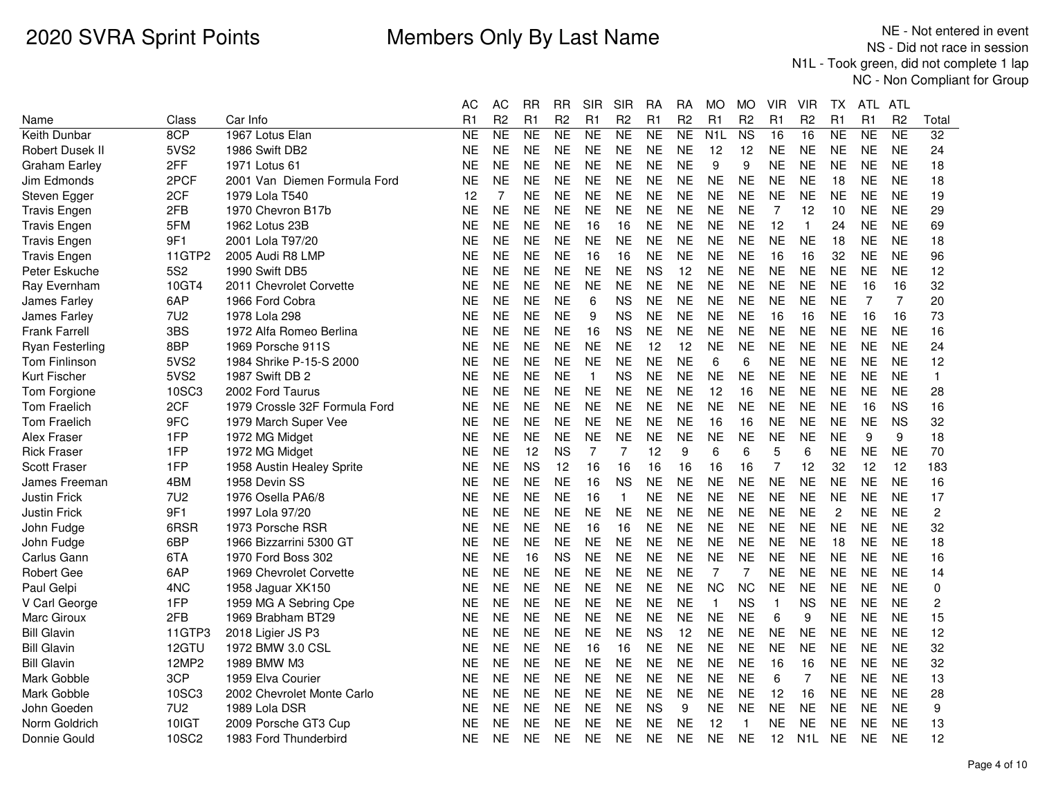# 2020 SVRA Sprint Points

## Members Only By Last Name

NE - Not entered in event
NS - Did not race in session
N1L - Took green, did not complete 1 lap
NC - Non Compliant for Group

| Name | Class | Car Info | AC R1 | AC R2 | RR R1 | RR R2 | SIR R1 | SIR R2 | RA R1 | RA R2 | MO R1 | MO R2 | VIR R1 | VIR R2 | TX R1 | ATL R1 | ATL R2 | Total |
|---|---|---|---|---|---|---|---|---|---|---|---|---|---|---|---|---|---|---|
| Keith Dunbar | 8CP | 1967 Lotus Elan | NE | NE | NE | NE | NE | NE | NE | NE | N1L | NS | 16 | 16 | NE | NE | NE | 32 |
| Robert Dusek II | 5VS2 | 1986 Swift DB2 | NE | NE | NE | NE | NE | NE | NE | NE | 12 | 12 | NE | NE | NE | NE | NE | 24 |
| Graham Earley | 2FF | 1971 Lotus 61 | NE | NE | NE | NE | NE | NE | NE | NE | 9 | 9 | NE | NE | NE | NE | NE | 18 |
| Jim Edmonds | 2PCF | 2001 Van Diemen Formula Ford | NE | NE | NE | NE | NE | NE | NE | NE | NE | NE | NE | NE | 18 | NE | NE | 18 |
| Steven Egger | 2CF | 1979 Lola T540 | 12 | 7 | NE | NE | NE | NE | NE | NE | NE | NE | NE | NE | NE | NE | NE | 19 |
| Travis Engen | 2FB | 1970 Chevron B17b | NE | NE | NE | NE | NE | NE | NE | NE | NE | NE | 7 | 12 | 10 | NE | NE | 29 |
| Travis Engen | 5FM | 1962 Lotus 23B | NE | NE | NE | NE | 16 | 16 | NE | NE | NE | NE | 12 | 1 | 24 | NE | NE | 69 |
| Travis Engen | 9F1 | 2001 Lola T97/20 | NE | NE | NE | NE | NE | NE | NE | NE | NE | NE | NE | NE | 18 | NE | NE | 18 |
| Travis Engen | 11GTP2 | 2005 Audi R8 LMP | NE | NE | NE | NE | 16 | 16 | NE | NE | NE | NE | 16 | 16 | 32 | NE | NE | 96 |
| Peter Eskuche | 5S2 | 1990 Swift DB5 | NE | NE | NE | NE | NE | NE | NS | 12 | NE | NE | NE | NE | NE | NE | NE | 12 |
| Ray Evernham | 10GT4 | 2011 Chevrolet Corvette | NE | NE | NE | NE | NE | NE | NE | NE | NE | NE | NE | NE | NE | 16 | 16 | 32 |
| James Farley | 6AP | 1966 Ford Cobra | NE | NE | NE | NE | 6 | NS | NE | NE | NE | NE | NE | NE | NE | 7 | 7 | 20 |
| James Farley | 7U2 | 1978 Lola 298 | NE | NE | NE | NE | 9 | NS | NE | NE | NE | NE | 16 | 16 | NE | 16 | 16 | 73 |
| Frank Farrell | 3BS | 1972 Alfa Romeo Berlina | NE | NE | NE | NE | 16 | NS | NE | NE | NE | NE | NE | NE | NE | NE | NE | 16 |
| Ryan Festerling | 8BP | 1969 Porsche 911S | NE | NE | NE | NE | NE | NE | 12 | 12 | NE | NE | NE | NE | NE | NE | NE | 24 |
| Tom Finlinson | 5VS2 | 1984 Shrike P-15-S 2000 | NE | NE | NE | NE | NE | NE | NE | NE | 6 | 6 | NE | NE | NE | NE | NE | 12 |
| Kurt Fischer | 5VS2 | 1987 Swift DB 2 | NE | NE | NE | NE | 1 | NS | NE | NE | NE | NE | NE | NE | NE | NE | NE | 1 |
| Tom Forgione | 10SC3 | 2002 Ford Taurus | NE | NE | NE | NE | NE | NE | NE | NE | 12 | 16 | NE | NE | NE | NE | NE | 28 |
| Tom Fraelich | 2CF | 1979 Crossle 32F Formula Ford | NE | NE | NE | NE | NE | NE | NE | NE | NE | NE | NE | NE | NE | 16 | NS | 16 |
| Tom Fraelich | 9FC | 1979 March Super Vee | NE | NE | NE | NE | NE | NE | NE | NE | 16 | 16 | NE | NE | NE | NE | NS | 32 |
| Alex Fraser | 1FP | 1972 MG Midget | NE | NE | NE | NE | NE | NE | NE | NE | NE | NE | NE | NE | NE | 9 | 9 | 18 |
| Rick Fraser | 1FP | 1972 MG Midget | NE | NE | 12 | NS | 7 | 7 | 12 | 9 | 6 | 6 | 5 | 6 | NE | NE | NE | 70 |
| Scott Fraser | 1FP | 1958 Austin Healey Sprite | NE | NE | NS | 12 | 16 | 16 | 16 | 16 | 16 | 16 | 7 | 12 | 32 | 12 | 12 | 183 |
| James Freeman | 4BM | 1958 Devin SS | NE | NE | NE | NE | 16 | NS | NE | NE | NE | NE | NE | NE | NE | NE | NE | 16 |
| Justin Frick | 7U2 | 1976 Osella PA6/8 | NE | NE | NE | NE | 16 | 1 | NE | NE | NE | NE | NE | NE | NE | NE | NE | 17 |
| Justin Frick | 9F1 | 1997 Lola 97/20 | NE | NE | NE | NE | NE | NE | NE | NE | NE | NE | NE | NE | 2 | NE | NE | 2 |
| John Fudge | 6RSR | 1973 Porsche RSR | NE | NE | NE | NE | 16 | 16 | NE | NE | NE | NE | NE | NE | NE | NE | NE | 32 |
| John Fudge | 6BP | 1966 Bizzarrini 5300 GT | NE | NE | NE | NE | NE | NE | NE | NE | NE | NE | NE | NE | 18 | NE | NE | 18 |
| Carlus Gann | 6TA | 1970 Ford Boss 302 | NE | NE | 16 | NS | NE | NE | NE | NE | NE | NE | NE | NE | NE | NE | NE | 16 |
| Robert Gee | 6AP | 1969 Chevrolet Corvette | NE | NE | NE | NE | NE | NE | NE | NE | 7 | 7 | NE | NE | NE | NE | NE | 14 |
| Paul Gelpi | 4NC | 1958 Jaguar XK150 | NE | NE | NE | NE | NE | NE | NE | NE | NC | NC | NE | NE | NE | NE | NE | 0 |
| V Carl George | 1FP | 1959 MG A Sebring Cpe | NE | NE | NE | NE | NE | NE | NE | NE | 1 | NS | 1 | NS | NE | NE | NE | 2 |
| Marc Giroux | 2FB | 1969 Brabham BT29 | NE | NE | NE | NE | NE | NE | NE | NE | NE | NE | 6 | 9 | NE | NE | NE | 15 |
| Bill Glavin | 11GTP3 | 2018 Ligier JS P3 | NE | NE | NE | NE | NE | NE | NS | 12 | NE | NE | NE | NE | NE | NE | NE | 12 |
| Bill Glavin | 12GTU | 1972 BMW 3.0 CSL | NE | NE | NE | NE | 16 | 16 | NE | NE | NE | NE | NE | NE | NE | NE | NE | 32 |
| Bill Glavin | 12MP2 | 1989 BMW M3 | NE | NE | NE | NE | NE | NE | NE | NE | NE | NE | 16 | 16 | NE | NE | NE | 32 |
| Mark Gobble | 3CP | 1959 Elva Courier | NE | NE | NE | NE | NE | NE | NE | NE | NE | NE | 6 | 7 | NE | NE | NE | 13 |
| Mark Gobble | 10SC3 | 2002 Chevrolet Monte Carlo | NE | NE | NE | NE | NE | NE | NE | NE | NE | NE | 12 | 16 | NE | NE | NE | 28 |
| John Goeden | 7U2 | 1989 Lola DSR | NE | NE | NE | NE | NE | NE | NS | 9 | NE | NE | NE | NE | NE | NE | NE | 9 |
| Norm Goldrich | 10IGT | 2009 Porsche GT3 Cup | NE | NE | NE | NE | NE | NE | NE | NE | 12 | 1 | NE | NE | NE | NE | NE | 13 |
| Donnie Gould | 10SC2 | 1983 Ford Thunderbird | NE | NE | NE | NE | NE | NE | NE | NE | NE | NE | 12 | N1L | NE | NE | NE | 12 |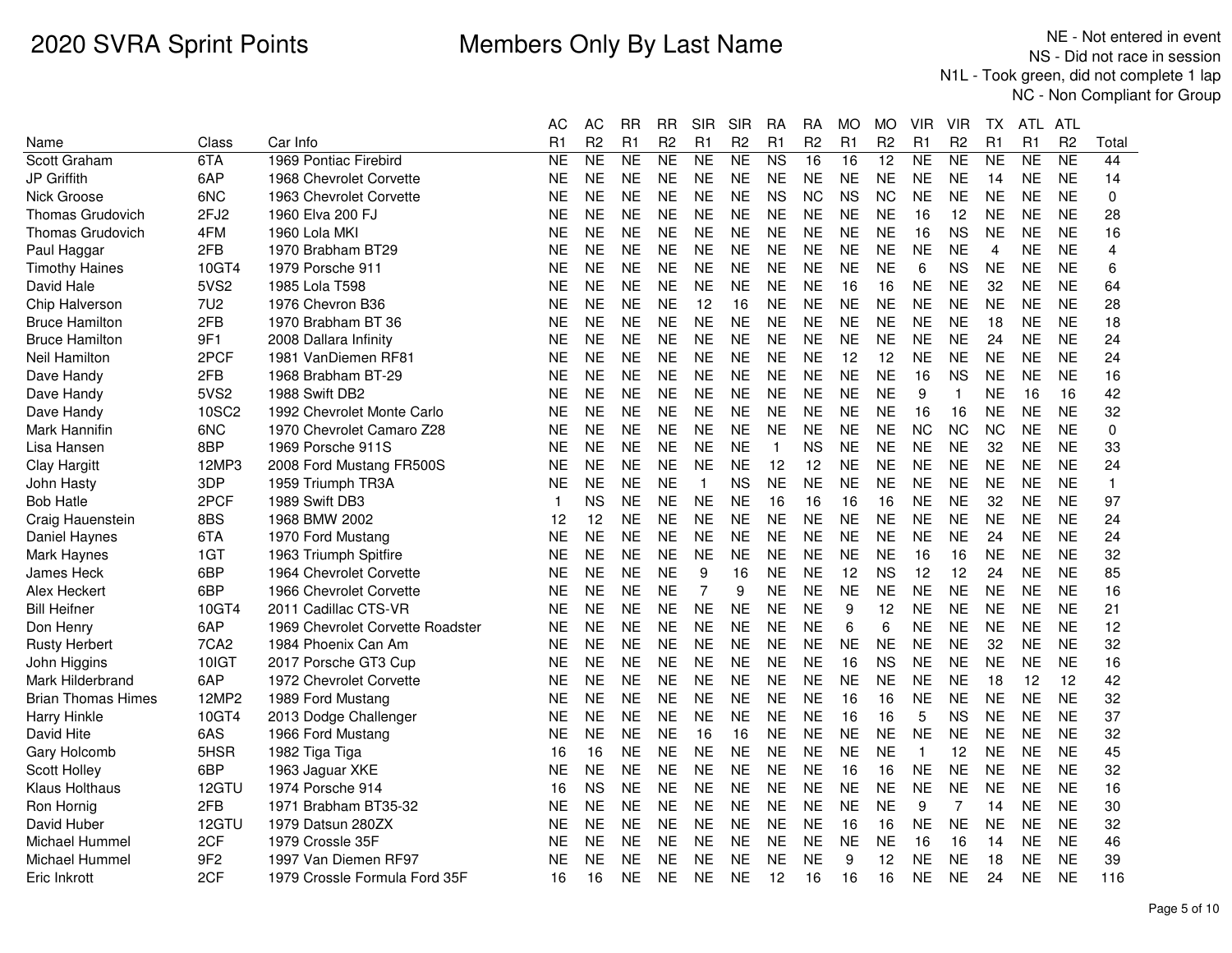# 2020 SVRA Sprint Points

## Members Only By Last Name

NE - Not entered in event
NS - Did not race in session
N1L - Took green, did not complete 1 lap
NC - Non Compliant for Group

| Name | Class | Car Info | AC R1 | AC R2 | RR R1 | RR R2 | SIR R1 | SIR R2 | RA R1 | RA R2 | MO R1 | MO R2 | VIR R1 | VIR R2 | TX R1 | ATL R1 | ATL R2 | Total |
|---|---|---|---|---|---|---|---|---|---|---|---|---|---|---|---|---|---|---|
| Scott Graham | 6TA | 1969 Pontiac Firebird | NE | NE | NE | NE | NE | NE | NS | 16 | 16 | 12 | NE | NE | NE | NE | NE | 44 |
| JP Griffith | 6AP | 1968 Chevrolet Corvette | NE | NE | NE | NE | NE | NE | NE | NE | NE | NE | NE | NE | 14 | NE | NE | 14 |
| Nick Groose | 6NC | 1963 Chevrolet Corvette | NE | NE | NE | NE | NE | NE | NS | NC | NS | NC | NE | NE | NE | NE | NE | 0 |
| Thomas Grudovich | 2FJ2 | 1960 Elva 200 FJ | NE | NE | NE | NE | NE | NE | NE | NE | NE | NE | 16 | 12 | NE | NE | NE | 28 |
| Thomas Grudovich | 4FM | 1960 Lola MKI | NE | NE | NE | NE | NE | NE | NE | NE | NE | NE | 16 | NS | NE | NE | NE | 16 |
| Paul Haggar | 2FB | 1970 Brabham BT29 | NE | NE | NE | NE | NE | NE | NE | NE | NE | NE | NE | NE | 4 | NE | NE | 4 |
| Timothy Haines | 10GT4 | 1979 Porsche 911 | NE | NE | NE | NE | NE | NE | NE | NE | NE | NE | 6 | NS | NE | NE | NE | 6 |
| David Hale | 5VS2 | 1985 Lola T598 | NE | NE | NE | NE | NE | NE | NE | NE | 16 | 16 | NE | NE | 32 | NE | NE | 64 |
| Chip Halverson | 7U2 | 1976 Chevron B36 | NE | NE | NE | NE | 12 | 16 | NE | NE | NE | NE | NE | NE | NE | NE | NE | 28 |
| Bruce Hamilton | 2FB | 1970 Brabham BT 36 | NE | NE | NE | NE | NE | NE | NE | NE | NE | NE | NE | NE | 18 | NE | NE | 18 |
| Bruce Hamilton | 9F1 | 2008 Dallara Infinity | NE | NE | NE | NE | NE | NE | NE | NE | NE | NE | NE | NE | 24 | NE | NE | 24 |
| Neil Hamilton | 2PCF | 1981 VanDiemen RF81 | NE | NE | NE | NE | NE | NE | NE | NE | 12 | 12 | NE | NE | NE | NE | NE | 24 |
| Dave Handy | 2FB | 1968 Brabham BT-29 | NE | NE | NE | NE | NE | NE | NE | NE | NE | NE | 16 | NS | NE | NE | NE | 16 |
| Dave Handy | 5VS2 | 1988 Swift DB2 | NE | NE | NE | NE | NE | NE | NE | NE | NE | NE | 9 | 1 | NE | 16 | 16 | 42 |
| Dave Handy | 10SC2 | 1992 Chevrolet Monte Carlo | NE | NE | NE | NE | NE | NE | NE | NE | NE | NE | 16 | 16 | NE | NE | NE | 32 |
| Mark Hannifin | 6NC | 1970 Chevrolet Camaro Z28 | NE | NE | NE | NE | NE | NE | NE | NE | NE | NE | NC | NC | NC | NE | NE | 0 |
| Lisa Hansen | 8BP | 1969 Porsche 911S | NE | NE | NE | NE | NE | NE | 1 | NS | NE | NE | NE | NE | 32 | NE | NE | 33 |
| Clay Hargitt | 12MP3 | 2008 Ford Mustang FR500S | NE | NE | NE | NE | NE | NE | 12 | 12 | NE | NE | NE | NE | NE | NE | NE | 24 |
| John Hasty | 3DP | 1959 Triumph TR3A | NE | NE | NE | NE | 1 | NS | NE | NE | NE | NE | NE | NE | NE | NE | NE | 1 |
| Bob Hatle | 2PCF | 1989 Swift DB3 | 1 | NS | NE | NE | NE | NE | 16 | 16 | 16 | 16 | NE | NE | 32 | NE | NE | 97 |
| Craig Hauenstein | 8BS | 1968 BMW 2002 | 12 | 12 | NE | NE | NE | NE | NE | NE | NE | NE | NE | NE | NE | NE | NE | 24 |
| Daniel Haynes | 6TA | 1970 Ford Mustang | NE | NE | NE | NE | NE | NE | NE | NE | NE | NE | NE | NE | 24 | NE | NE | 24 |
| Mark Haynes | 1GT | 1963 Triumph Spitfire | NE | NE | NE | NE | NE | NE | NE | NE | NE | NE | 16 | 16 | NE | NE | NE | 32 |
| James Heck | 6BP | 1964 Chevrolet Corvette | NE | NE | NE | NE | 9 | 16 | NE | NE | 12 | NS | 12 | 12 | 24 | NE | NE | 85 |
| Alex Heckert | 6BP | 1966 Chevrolet Corvette | NE | NE | NE | NE | 7 | 9 | NE | NE | NE | NE | NE | NE | NE | NE | NE | 16 |
| Bill Heifner | 10GT4 | 2011 Cadillac CTS-VR | NE | NE | NE | NE | NE | NE | NE | NE | 9 | 12 | NE | NE | NE | NE | NE | 21 |
| Don Henry | 6AP | 1969 Chevrolet Corvette Roadster | NE | NE | NE | NE | NE | NE | NE | NE | 6 | 6 | NE | NE | NE | NE | NE | 12 |
| Rusty Herbert | 7CA2 | 1984 Phoenix Can Am | NE | NE | NE | NE | NE | NE | NE | NE | NE | NE | NE | NE | 32 | NE | NE | 32 |
| John Higgins | 10IGT | 2017 Porsche GT3 Cup | NE | NE | NE | NE | NE | NE | NE | NE | 16 | NS | NE | NE | NE | NE | NE | 16 |
| Mark Hilderbrand | 6AP | 1972 Chevrolet Corvette | NE | NE | NE | NE | NE | NE | NE | NE | NE | NE | NE | NE | 18 | 12 | 12 | 42 |
| Brian Thomas Himes | 12MP2 | 1989 Ford Mustang | NE | NE | NE | NE | NE | NE | NE | NE | 16 | 16 | NE | NE | NE | NE | NE | 32 |
| Harry Hinkle | 10GT4 | 2013 Dodge Challenger | NE | NE | NE | NE | NE | NE | NE | NE | 16 | 16 | 5 | NS | NE | NE | NE | 37 |
| David Hite | 6AS | 1966 Ford Mustang | NE | NE | NE | NE | 16 | 16 | NE | NE | NE | NE | NE | NE | NE | NE | NE | 32 |
| Gary Holcomb | 5HSR | 1982 Tiga Tiga | 16 | 16 | NE | NE | NE | NE | NE | NE | NE | NE | 1 | 12 | NE | NE | NE | 45 |
| Scott Holley | 6BP | 1963 Jaguar XKE | NE | NE | NE | NE | NE | NE | NE | NE | 16 | 16 | NE | NE | NE | NE | NE | 32 |
| Klaus Holthaus | 12GTU | 1974 Porsche 914 | 16 | NS | NE | NE | NE | NE | NE | NE | NE | NE | NE | NE | NE | NE | NE | 16 |
| Ron Hornig | 2FB | 1971 Brabham BT35-32 | NE | NE | NE | NE | NE | NE | NE | NE | NE | NE | 9 | 7 | 14 | NE | NE | 30 |
| David Huber | 12GTU | 1979 Datsun 280ZX | NE | NE | NE | NE | NE | NE | NE | NE | 16 | 16 | NE | NE | NE | NE | NE | 32 |
| Michael Hummel | 2CF | 1979 Crossle 35F | NE | NE | NE | NE | NE | NE | NE | NE | NE | NE | 16 | 16 | 14 | NE | NE | 46 |
| Michael Hummel | 9F2 | 1997 Van Diemen RF97 | NE | NE | NE | NE | NE | NE | NE | NE | 9 | 12 | NE | NE | 18 | NE | NE | 39 |
| Eric Inkrott | 2CF | 1979 Crossle Formula Ford 35F | 16 | 16 | NE | NE | NE | NE | 12 | 16 | 16 | 16 | NE | NE | 24 | NE | NE | 116 |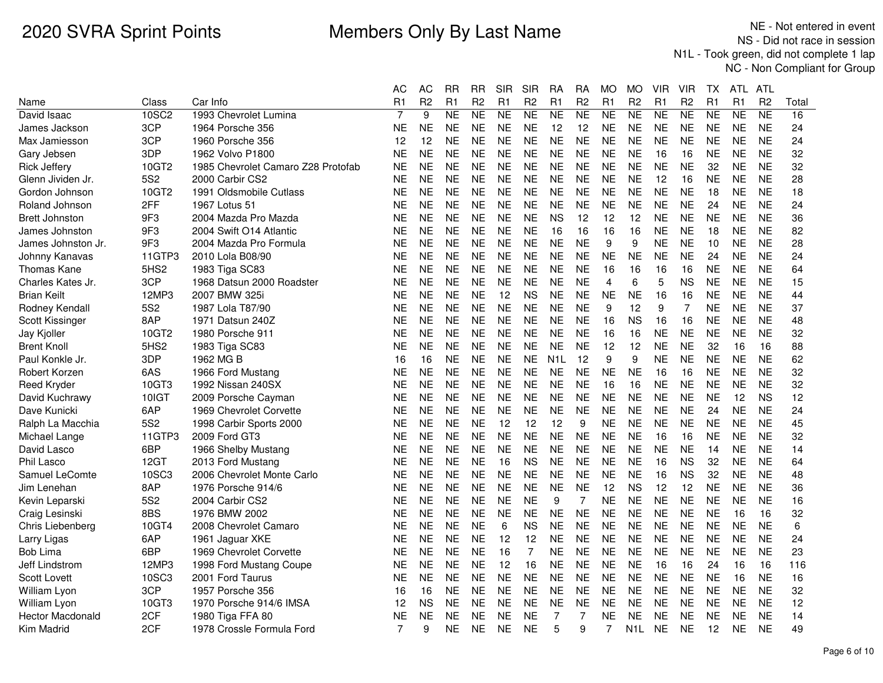# 2020 SVRA Sprint Points

## Members Only By Last Name

NE - Not entered in event
NS - Did not race in session
N1L - Took green, did not complete 1 lap
NC - Non Compliant for Group

| Name | Class | Car Info | AC R1 | AC R2 | RR R1 | RR R2 | SIR R1 | SIR R2 | RA R1 | RA R2 | MO R1 | MO R2 | VIR R1 | VIR R2 | TX R1 | ATL R1 | ATL R2 | Total |
|---|---|---|---|---|---|---|---|---|---|---|---|---|---|---|---|---|---|---|
| David Isaac | 10SC2 | 1993 Chevrolet Lumina | 7 | 9 | NE | NE | NE | NE | NE | NE | NE | NE | NE | NE | NE | NE | NE | 16 |
| James Jackson | 3CP | 1964 Porsche 356 | NE | NE | NE | NE | NE | NE | 12 | 12 | NE | NE | NE | NE | NE | NE | NE | 24 |
| Max Jamiesson | 3CP | 1960 Porsche 356 | 12 | 12 | NE | NE | NE | NE | NE | NE | NE | NE | NE | NE | NE | NE | NE | 24 |
| Gary Jebsen | 3DP | 1962 Volvo P1800 | NE | NE | NE | NE | NE | NE | NE | NE | NE | NE | 16 | 16 | NE | NE | NE | 32 |
| Rick Jeffery | 10GT2 | 1985 Chevrolet Camaro Z28 Protofab | NE | NE | NE | NE | NE | NE | NE | NE | NE | NE | NE | NE | 32 | NE | NE | 32 |
| Glenn Jividen Jr. | 5S2 | 2000 Carbir CS2 | NE | NE | NE | NE | NE | NE | NE | NE | NE | NE | 12 | 16 | NE | NE | NE | 28 |
| Gordon Johnson | 10GT2 | 1991 Oldsmobile Cutlass | NE | NE | NE | NE | NE | NE | NE | NE | NE | NE | NE | NE | 18 | NE | NE | 18 |
| Roland Johnson | 2FF | 1967 Lotus 51 | NE | NE | NE | NE | NE | NE | NE | NE | NE | NE | NE | NE | 24 | NE | NE | 24 |
| Brett Johnston | 9F3 | 2004 Mazda Pro Mazda | NE | NE | NE | NE | NE | NE | NS | 12 | 12 | 12 | NE | NE | NE | NE | NE | 36 |
| James Johnston | 9F3 | 2004 Swift O14 Atlantic | NE | NE | NE | NE | NE | NE | 16 | 16 | 16 | 16 | NE | NE | 18 | NE | NE | 82 |
| James Johnston Jr. | 9F3 | 2004 Mazda Pro Formula | NE | NE | NE | NE | NE | NE | NE | NE | 9 | 9 | NE | NE | 10 | NE | NE | 28 |
| Johnny Kanavas | 11GTP3 | 2010 Lola B08/90 | NE | NE | NE | NE | NE | NE | NE | NE | NE | NE | NE | NE | 24 | NE | NE | 24 |
| Thomas Kane | 5HS2 | 1983 Tiga SC83 | NE | NE | NE | NE | NE | NE | NE | NE | 16 | 16 | 16 | 16 | NE | NE | NE | 64 |
| Charles Kates Jr. | 3CP | 1968 Datsun 2000 Roadster | NE | NE | NE | NE | NE | NE | NE | NE | 4 | 6 | 5 | NS | NE | NE | NE | 15 |
| Brian Keilt | 12MP3 | 2007 BMW 325i | NE | NE | NE | NE | 12 | NS | NE | NE | NE | NE | 16 | 16 | NE | NE | NE | 44 |
| Rodney Kendall | 5S2 | 1987 Lola T87/90 | NE | NE | NE | NE | NE | NE | NE | NE | 9 | 12 | 9 | 7 | NE | NE | NE | 37 |
| Scott Kissinger | 8AP | 1971 Datsun 240Z | NE | NE | NE | NE | NE | NE | NE | NE | 16 | NS | 16 | 16 | NE | NE | NE | 48 |
| Jay Kjoller | 10GT2 | 1980 Porsche 911 | NE | NE | NE | NE | NE | NE | NE | NE | 16 | 16 | NE | NE | NE | NE | NE | 32 |
| Brent Knoll | 5HS2 | 1983 Tiga SC83 | NE | NE | NE | NE | NE | NE | NE | NE | 12 | 12 | NE | NE | 32 | 16 | 16 | 88 |
| Paul Konkle Jr. | 3DP | 1962 MG B | 16 | 16 | NE | NE | NE | NE | N1L | 12 | 9 | 9 | NE | NE | NE | NE | NE | 62 |
| Robert Korzen | 6AS | 1966 Ford Mustang | NE | NE | NE | NE | NE | NE | NE | NE | NE | NE | 16 | 16 | NE | NE | NE | 32 |
| Reed Kryder | 10GT3 | 1992 Nissan 240SX | NE | NE | NE | NE | NE | NE | NE | NE | 16 | 16 | NE | NE | NE | NE | NE | 32 |
| David Kuchrawy | 10IGT | 2009 Porsche Cayman | NE | NE | NE | NE | NE | NE | NE | NE | NE | NE | NE | NE | NE | 12 | NS | 12 |
| Dave Kunicki | 6AP | 1969 Chevrolet Corvette | NE | NE | NE | NE | NE | NE | NE | NE | NE | NE | NE | NE | 24 | NE | NE | 24 |
| Ralph La Macchia | 5S2 | 1998 Carbir Sports 2000 | NE | NE | NE | NE | 12 | 12 | 12 | 9 | NE | NE | NE | NE | NE | NE | NE | 45 |
| Michael Lange | 11GTP3 | 2009 Ford GT3 | NE | NE | NE | NE | NE | NE | NE | NE | NE | NE | 16 | 16 | NE | NE | NE | 32 |
| David Lasco | 6BP | 1966 Shelby Mustang | NE | NE | NE | NE | NE | NE | NE | NE | NE | NE | NE | NE | 14 | NE | NE | 14 |
| Phil Lasco | 12GT | 2013 Ford Mustang | NE | NE | NE | NE | 16 | NS | NE | NE | NE | NE | 16 | NS | 32 | NE | NE | 64 |
| Samuel LeComte | 10SC3 | 2006 Chevrolet Monte Carlo | NE | NE | NE | NE | NE | NE | NE | NE | NE | NE | 16 | NS | 32 | NE | NE | 48 |
| Jim Lenehan | 8AP | 1976 Porsche 914/6 | NE | NE | NE | NE | NE | NE | NE | NE | 12 | NS | 12 | 12 | NE | NE | NE | 36 |
| Kevin Leparski | 5S2 | 2004 Carbir CS2 | NE | NE | NE | NE | NE | NE | 9 | 7 | NE | NE | NE | NE | NE | NE | NE | 16 |
| Craig Lesinski | 8BS | 1976 BMW 2002 | NE | NE | NE | NE | NE | NE | NE | NE | NE | NE | NE | NE | NE | 16 | 16 | 32 |
| Chris Liebenberg | 10GT4 | 2008 Chevrolet Camaro | NE | NE | NE | NE | 6 | NS | NE | NE | NE | NE | NE | NE | NE | NE | NE | 6 |
| Larry Ligas | 6AP | 1961 Jaguar XKE | NE | NE | NE | NE | 12 | 12 | NE | NE | NE | NE | NE | NE | NE | NE | NE | 24 |
| Bob Lima | 6BP | 1969 Chevrolet Corvette | NE | NE | NE | NE | 16 | 7 | NE | NE | NE | NE | NE | NE | NE | NE | NE | 23 |
| Jeff Lindstrom | 12MP3 | 1998 Ford Mustang Coupe | NE | NE | NE | NE | 12 | 16 | NE | NE | NE | NE | 16 | 16 | 24 | 16 | 16 | 116 |
| Scott Lovett | 10SC3 | 2001 Ford Taurus | NE | NE | NE | NE | NE | NE | NE | NE | NE | NE | NE | NE | NE | 16 | NE | 16 |
| William Lyon | 3CP | 1957 Porsche 356 | 16 | 16 | NE | NE | NE | NE | NE | NE | NE | NE | NE | NE | NE | NE | NE | 32 |
| William Lyon | 10GT3 | 1970 Porsche 914/6 IMSA | 12 | NS | NE | NE | NE | NE | NE | NE | NE | NE | NE | NE | NE | NE | NE | 12 |
| Hector Macdonald | 2CF | 1980 Tiga FFA 80 | NE | NE | NE | NE | NE | NE | 7 | 7 | NE | NE | NE | NE | NE | NE | NE | 14 |
| Kim Madrid | 2CF | 1978 Crossle Formula Ford | 7 | 9 | NE | NE | NE | NE | 5 | 9 | 7 | N1L | NE | NE | 12 | NE | NE | 49 |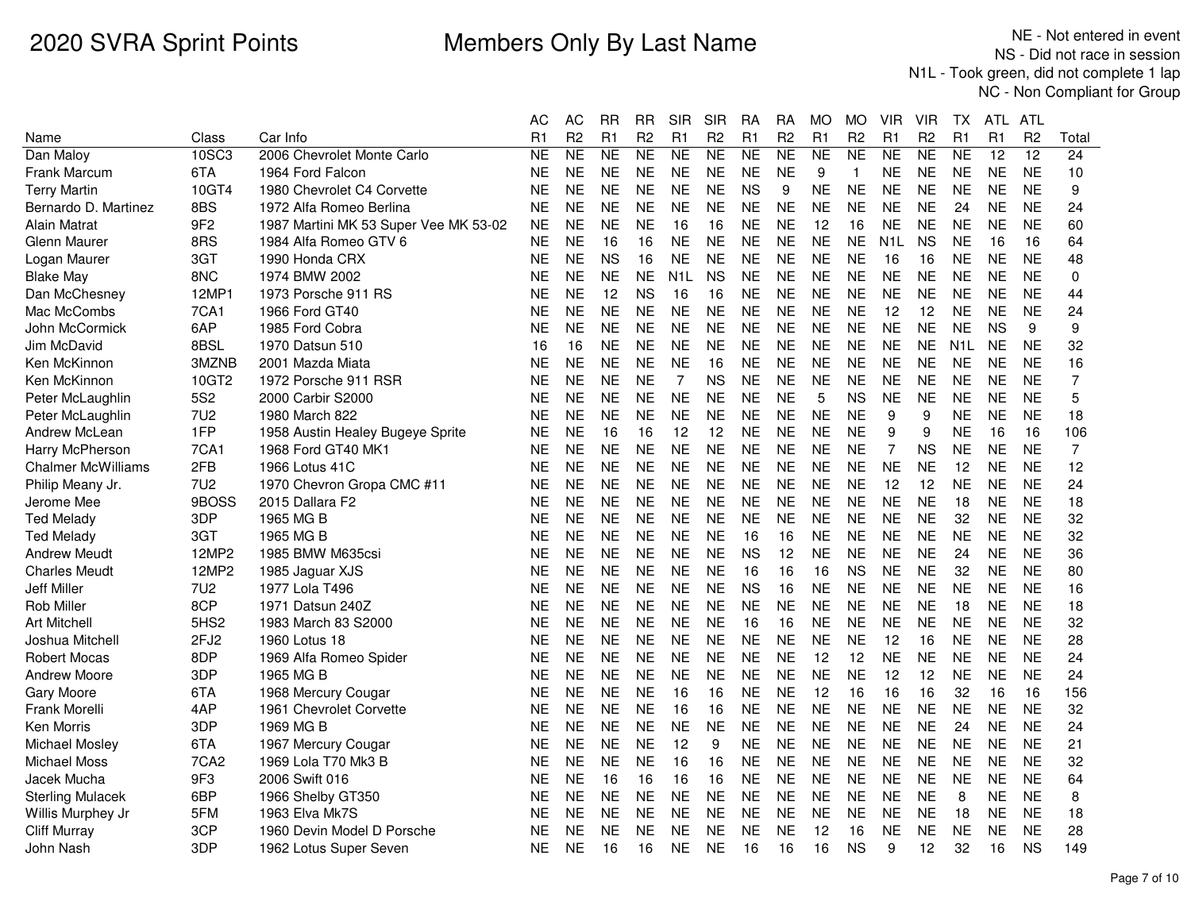# 2020 SVRA Sprint Points

## Members Only By Last Name

NE - Not entered in event
NS - Did not race in session
N1L - Took green, did not complete 1 lap
NC - Non Compliant for Group

| Name | Class | Car Info | AC R1 | AC R2 | RR R1 | RR R2 | SIR R1 | SIR R2 | RA R1 | RA R2 | MO R1 | MO R2 | VIR R1 | VIR R2 | TX R1 | ATL R1 | ATL R2 | Total |
|---|---|---|---|---|---|---|---|---|---|---|---|---|---|---|---|---|---|---|
| Dan Maloy | 10SC3 | 2006 Chevrolet Monte Carlo | NE | NE | NE | NE | NE | NE | NE | NE | NE | NE | NE | NE | NE | 12 | 12 | 24 |
| Frank Marcum | 6TA | 1964 Ford Falcon | NE | NE | NE | NE | NE | NE | NE | NE | 9 | 1 | NE | NE | NE | NE | NE | 10 |
| Terry Martin | 10GT4 | 1980 Chevrolet C4 Corvette | NE | NE | NE | NE | NE | NE | NS | 9 | NE | NE | NE | NE | NE | NE | NE | 9 |
| Bernardo D. Martinez | 8BS | 1972 Alfa Romeo Berlina | NE | NE | NE | NE | NE | NE | NE | NE | NE | NE | NE | NE | 24 | NE | NE | 24 |
| Alain Matrat | 9F2 | 1987 Martini MK 53 Super Vee MK 53-02 | NE | NE | NE | NE | 16 | 16 | NE | NE | 12 | 16 | NE | NE | NE | NE | NE | 60 |
| Glenn Maurer | 8RS | 1984 Alfa Romeo GTV 6 | NE | NE | 16 | 16 | NE | NE | NE | NE | NE | NE | N1L | NS | NE | 16 | 16 | 64 |
| Logan Maurer | 3GT | 1990 Honda CRX | NE | NE | NS | 16 | NE | NE | NE | NE | NE | NE | 16 | 16 | NE | NE | NE | 48 |
| Blake May | 8NC | 1974 BMW 2002 | NE | NE | NE | NE | N1L | NS | NE | NE | NE | NE | NE | NE | NE | NE | NE | 0 |
| Dan McChesney | 12MP1 | 1973 Porsche 911 RS | NE | NE | 12 | NS | 16 | 16 | NE | NE | NE | NE | NE | NE | NE | NE | NE | 44 |
| Mac McCombs | 7CA1 | 1966 Ford GT40 | NE | NE | NE | NE | NE | NE | NE | NE | NE | NE | 12 | 12 | NE | NE | NE | 24 |
| John McCormick | 6AP | 1985 Ford Cobra | NE | NE | NE | NE | NE | NE | NE | NE | NE | NE | NE | NE | NE | NS | 9 | 9 |
| Jim McDavid | 8BSL | 1970 Datsun 510 | 16 | 16 | NE | NE | NE | NE | NE | NE | NE | NE | NE | NE | N1L | NE | NE | 32 |
| Ken McKinnon | 3MZNB | 2001 Mazda Miata | NE | NE | NE | NE | NE | 16 | NE | NE | NE | NE | NE | NE | NE | NE | NE | 16 |
| Ken McKinnon | 10GT2 | 1972 Porsche 911 RSR | NE | NE | NE | NE | 7 | NS | NE | NE | NE | NE | NE | NE | NE | NE | NE | 7 |
| Peter McLaughlin | 5S2 | 2000 Carbir S2000 | NE | NE | NE | NE | NE | NE | NE | NE | 5 | NS | NE | NE | NE | NE | NE | 5 |
| Peter McLaughlin | 7U2 | 1980 March 822 | NE | NE | NE | NE | NE | NE | NE | NE | NE | NE | 9 | 9 | NE | NE | NE | 18 |
| Andrew McLean | 1FP | 1958 Austin Healey Bugeye Sprite | NE | NE | 16 | 16 | 12 | 12 | NE | NE | NE | NE | 9 | 9 | NE | 16 | 16 | 106 |
| Harry McPherson | 7CA1 | 1968 Ford GT40 MK1 | NE | NE | NE | NE | NE | NE | NE | NE | NE | NE | 7 | NS | NE | NE | NE | 7 |
| Chalmer McWilliams | 2FB | 1966 Lotus 41C | NE | NE | NE | NE | NE | NE | NE | NE | NE | NE | NE | NE | 12 | NE | NE | 12 |
| Philip Meany Jr. | 7U2 | 1970 Chevron Gropa CMC #11 | NE | NE | NE | NE | NE | NE | NE | NE | NE | NE | 12 | 12 | NE | NE | NE | 24 |
| Jerome Mee | 9BOSS | 2015 Dallara F2 | NE | NE | NE | NE | NE | NE | NE | NE | NE | NE | NE | NE | 18 | NE | NE | 18 |
| Ted Melady | 3DP | 1965 MG B | NE | NE | NE | NE | NE | NE | NE | NE | NE | NE | NE | NE | 32 | NE | NE | 32 |
| Ted Melady | 3GT | 1965 MG B | NE | NE | NE | NE | NE | NE | 16 | 16 | NE | NE | NE | NE | NE | NE | NE | 32 |
| Andrew Meudt | 12MP2 | 1985 BMW M635csi | NE | NE | NE | NE | NE | NE | NS | 12 | NE | NE | NE | NE | 24 | NE | NE | 36 |
| Charles Meudt | 12MP2 | 1985 Jaguar XJS | NE | NE | NE | NE | NE | NE | 16 | 16 | 16 | NS | NE | NE | 32 | NE | NE | 80 |
| Jeff Miller | 7U2 | 1977 Lola T496 | NE | NE | NE | NE | NE | NE | NS | 16 | NE | NE | NE | NE | NE | NE | NE | 16 |
| Rob Miller | 8CP | 1971 Datsun 240Z | NE | NE | NE | NE | NE | NE | NE | NE | NE | NE | NE | NE | 18 | NE | NE | 18 |
| Art Mitchell | 5HS2 | 1983 March 83 S2000 | NE | NE | NE | NE | NE | NE | 16 | 16 | NE | NE | NE | NE | NE | NE | NE | 32 |
| Joshua Mitchell | 2FJ2 | 1960 Lotus 18 | NE | NE | NE | NE | NE | NE | NE | NE | NE | NE | 12 | 16 | NE | NE | NE | 28 |
| Robert Mocas | 8DP | 1969 Alfa Romeo Spider | NE | NE | NE | NE | NE | NE | NE | NE | 12 | 12 | NE | NE | NE | NE | NE | 24 |
| Andrew Moore | 3DP | 1965 MG B | NE | NE | NE | NE | NE | NE | NE | NE | NE | NE | 12 | 12 | NE | NE | NE | 24 |
| Gary Moore | 6TA | 1968 Mercury Cougar | NE | NE | NE | NE | 16 | 16 | NE | NE | 12 | 16 | 16 | 16 | 32 | 16 | 16 | 156 |
| Frank Morelli | 4AP | 1961 Chevrolet Corvette | NE | NE | NE | NE | 16 | 16 | NE | NE | NE | NE | NE | NE | NE | NE | NE | 32 |
| Ken Morris | 3DP | 1969 MG B | NE | NE | NE | NE | NE | NE | NE | NE | NE | NE | NE | NE | 24 | NE | NE | 24 |
| Michael Mosley | 6TA | 1967 Mercury Cougar | NE | NE | NE | NE | 12 | 9 | NE | NE | NE | NE | NE | NE | NE | NE | NE | 21 |
| Michael Moss | 7CA2 | 1969 Lola T70 Mk3 B | NE | NE | NE | NE | 16 | 16 | NE | NE | NE | NE | NE | NE | NE | NE | NE | 32 |
| Jacek Mucha | 9F3 | 2006 Swift 016 | NE | NE | 16 | 16 | 16 | 16 | NE | NE | NE | NE | NE | NE | NE | NE | NE | 64 |
| Sterling Mulacek | 6BP | 1966 Shelby GT350 | NE | NE | NE | NE | NE | NE | NE | NE | NE | NE | NE | NE | 8 | NE | NE | 8 |
| Willis Murphey Jr | 5FM | 1963 Elva Mk7S | NE | NE | NE | NE | NE | NE | NE | NE | NE | NE | NE | NE | 18 | NE | NE | 18 |
| Cliff Murray | 3CP | 1960 Devin Model D Porsche | NE | NE | NE | NE | NE | NE | NE | NE | 12 | 16 | NE | NE | NE | NE | NE | 28 |
| John Nash | 3DP | 1962 Lotus Super Seven | NE | NE | 16 | 16 | NE | NE | 16 | 16 | 16 | NS | 9 | 12 | 32 | 16 | NS | 149 |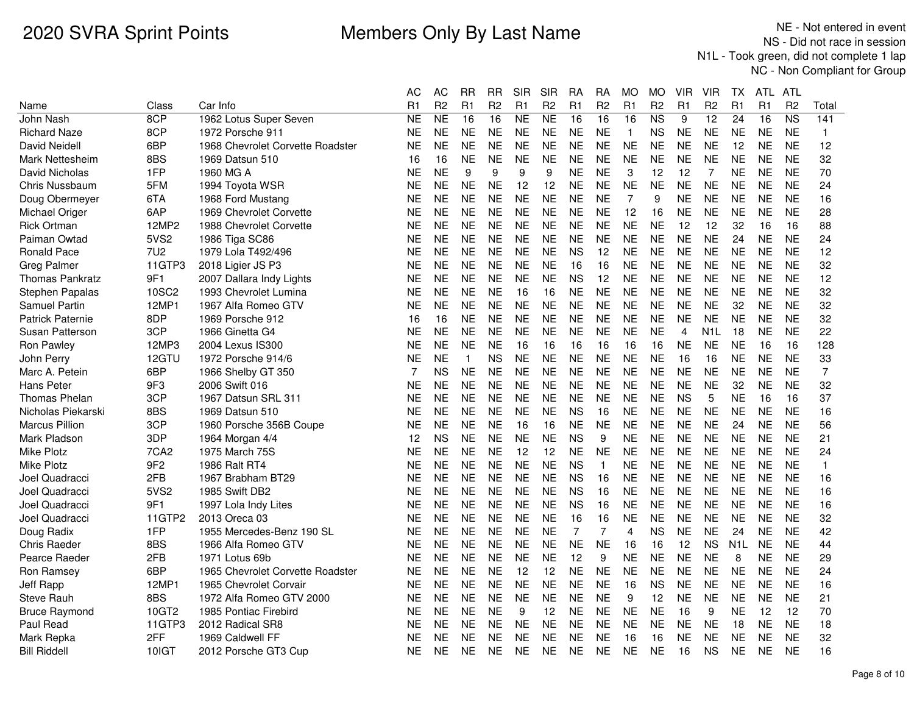# 2020 SVRA Sprint Points

## Members Only By Last Name

NE - Not entered in event
NS - Did not race in session
N1L - Took green, did not complete 1 lap
NC - Non Compliant for Group

| Name | Class | Car Info | AC R1 | AC R2 | RR R1 | RR R2 | SIR R1 | SIR R2 | RA R1 | RA R2 | MO R1 | MO R2 | VIR R1 | VIR R2 | TX R1 | ATL R1 | ATL R2 | Total |
|---|---|---|---|---|---|---|---|---|---|---|---|---|---|---|---|---|---|---|
| John Nash | 8CP | 1962 Lotus Super Seven | NE | NE | 16 | 16 | NE | NE | 16 | 16 | 16 | NS | 9 | 12 | 24 | 16 | NS | 141 |
| Richard Naze | 8CP | 1972 Porsche 911 | NE | NE | NE | NE | NE | NE | NE | NE | 1 | NS | NE | NE | NE | NE | NE | 1 |
| David Neidell | 6BP | 1968 Chevrolet Corvette Roadster | NE | NE | NE | NE | NE | NE | NE | NE | NE | NE | NE | NE | 12 | NE | NE | 12 |
| Mark Nettesheim | 8BS | 1969 Datsun 510 | 16 | 16 | NE | NE | NE | NE | NE | NE | NE | NE | NE | NE | NE | NE | NE | 32 |
| David Nicholas | 1FP | 1960 MG A | NE | NE | 9 | 9 | 9 | 9 | NE | NE | 3 | 12 | 12 | 7 | NE | NE | NE | 70 |
| Chris Nussbaum | 5FM | 1994 Toyota WSR | NE | NE | NE | NE | 12 | 12 | NE | NE | NE | NE | NE | NE | NE | NE | NE | 24 |
| Doug Obermeyer | 6TA | 1968 Ford Mustang | NE | NE | NE | NE | NE | NE | NE | NE | 7 | 9 | NE | NE | NE | NE | NE | 16 |
| Michael Origer | 6AP | 1969 Chevrolet Corvette | NE | NE | NE | NE | NE | NE | NE | NE | 12 | 16 | NE | NE | NE | NE | NE | 28 |
| Rick Ortman | 12MP2 | 1988 Chevrolet Corvette | NE | NE | NE | NE | NE | NE | NE | NE | NE | NE | 12 | 12 | 32 | 16 | 16 | 88 |
| Paiman Owtad | 5VS2 | 1986 Tiga SC86 | NE | NE | NE | NE | NE | NE | NE | NE | NE | NE | NE | NE | 24 | NE | NE | 24 |
| Ronald Pace | 7U2 | 1979 Lola T492/496 | NE | NE | NE | NE | NE | NE | NS | 12 | NE | NE | NE | NE | NE | NE | NE | 12 |
| Greg Palmer | 11GTP3 | 2018 Ligier JS P3 | NE | NE | NE | NE | NE | NE | 16 | 16 | NE | NE | NE | NE | NE | NE | NE | 32 |
| Thomas Pankratz | 9F1 | 2007 Dallara Indy Lights | NE | NE | NE | NE | NE | NE | NS | 12 | NE | NE | NE | NE | NE | NE | NE | 12 |
| Stephen Papalas | 10SC2 | 1993 Chevrolet Lumina | NE | NE | NE | NE | 16 | 16 | NE | NE | NE | NE | NE | NE | NE | NE | NE | 32 |
| Samuel Partin | 12MP1 | 1967 Alfa Romeo GTV | NE | NE | NE | NE | NE | NE | NE | NE | NE | NE | NE | NE | 32 | NE | NE | 32 |
| Patrick Paternie | 8DP | 1969 Porsche 912 | 16 | 16 | NE | NE | NE | NE | NE | NE | NE | NE | NE | NE | NE | NE | NE | 32 |
| Susan Patterson | 3CP | 1966 Ginetta G4 | NE | NE | NE | NE | NE | NE | NE | NE | NE | NE | 4 | N1L | 18 | NE | NE | 22 |
| Ron Pawley | 12MP3 | 2004 Lexus IS300 | NE | NE | NE | NE | 16 | 16 | 16 | 16 | 16 | 16 | NE | NE | NE | 16 | 16 | 128 |
| John Perry | 12GTU | 1972 Porsche 914/6 | NE | NE | 1 | NS | NE | NE | NE | NE | NE | NE | 16 | 16 | NE | NE | NE | 33 |
| Marc A. Petein | 6BP | 1966 Shelby GT 350 | 7 | NS | NE | NE | NE | NE | NE | NE | NE | NE | NE | NE | NE | NE | NE | 7 |
| Hans Peter | 9F3 | 2006 Swift 016 | NE | NE | NE | NE | NE | NE | NE | NE | NE | NE | NE | NE | 32 | NE | NE | 32 |
| Thomas Phelan | 3CP | 1967 Datsun SRL 311 | NE | NE | NE | NE | NE | NE | NE | NE | NE | NE | NS | 5 | NE | 16 | 16 | 37 |
| Nicholas Piekarski | 8BS | 1969 Datsun 510 | NE | NE | NE | NE | NE | NE | NS | 16 | NE | NE | NE | NE | NE | NE | NE | 16 |
| Marcus Pillion | 3CP | 1960 Porsche 356B Coupe | NE | NE | NE | NE | 16 | 16 | NE | NE | NE | NE | NE | NE | 24 | NE | NE | 56 |
| Mark Pladson | 3DP | 1964 Morgan 4/4 | 12 | NS | NE | NE | NE | NE | NS | 9 | NE | NE | NE | NE | NE | NE | NE | 21 |
| Mike Plotz | 7CA2 | 1975 March 75S | NE | NE | NE | NE | 12 | 12 | NE | NE | NE | NE | NE | NE | NE | NE | NE | 24 |
| Mike Plotz | 9F2 | 1986 Ralt RT4 | NE | NE | NE | NE | NE | NE | NS | 1 | NE | NE | NE | NE | NE | NE | NE | 1 |
| Joel Quadracci | 2FB | 1967 Brabham BT29 | NE | NE | NE | NE | NE | NE | NS | 16 | NE | NE | NE | NE | NE | NE | NE | 16 |
| Joel Quadracci | 5VS2 | 1985 Swift DB2 | NE | NE | NE | NE | NE | NE | NS | 16 | NE | NE | NE | NE | NE | NE | NE | 16 |
| Joel Quadracci | 9F1 | 1997 Lola Indy Lites | NE | NE | NE | NE | NE | NE | NS | 16 | NE | NE | NE | NE | NE | NE | NE | 16 |
| Joel Quadracci | 11GTP2 | 2013 Oreca 03 | NE | NE | NE | NE | NE | NE | 16 | 16 | NE | NE | NE | NE | NE | NE | NE | 32 |
| Doug Radix | 1FP | 1955 Mercedes-Benz 190 SL | NE | NE | NE | NE | NE | NE | 7 | 7 | 4 | NS | NE | NE | 24 | NE | NE | 42 |
| Chris Raeder | 8BS | 1966 Alfa Romeo GTV | NE | NE | NE | NE | NE | NE | NE | NE | 16 | 16 | 12 | NS | N1L | NE | NE | 44 |
| Pearce Raeder | 2FB | 1971 Lotus 69b | NE | NE | NE | NE | NE | NE | 12 | 9 | NE | NE | NE | NE | 8 | NE | NE | 29 |
| Ron Ramsey | 6BP | 1965 Chevrolet Corvette Roadster | NE | NE | NE | NE | 12 | 12 | NE | NE | NE | NE | NE | NE | NE | NE | NE | 24 |
| Jeff Rapp | 12MP1 | 1965 Chevrolet Corvair | NE | NE | NE | NE | NE | NE | NE | NE | 16 | NS | NE | NE | NE | NE | NE | 16 |
| Steve Rauh | 8BS | 1972 Alfa Romeo GTV 2000 | NE | NE | NE | NE | NE | NE | NE | NE | 9 | 12 | NE | NE | NE | NE | NE | 21 |
| Bruce Raymond | 10GT2 | 1985 Pontiac Firebird | NE | NE | NE | NE | 9 | 12 | NE | NE | NE | NE | 16 | 9 | NE | 12 | 12 | 70 |
| Paul Read | 11GTP3 | 2012 Radical SR8 | NE | NE | NE | NE | NE | NE | NE | NE | NE | NE | NE | NE | 18 | NE | NE | 18 |
| Mark Repka | 2FF | 1969 Caldwell FF | NE | NE | NE | NE | NE | NE | NE | NE | 16 | 16 | NE | NE | NE | NE | NE | 32 |
| Bill Riddell | 10IGT | 2012 Porsche GT3 Cup | NE | NE | NE | NE | NE | NE | NE | NE | NE | NE | 16 | NS | NE | NE | NE | 16 |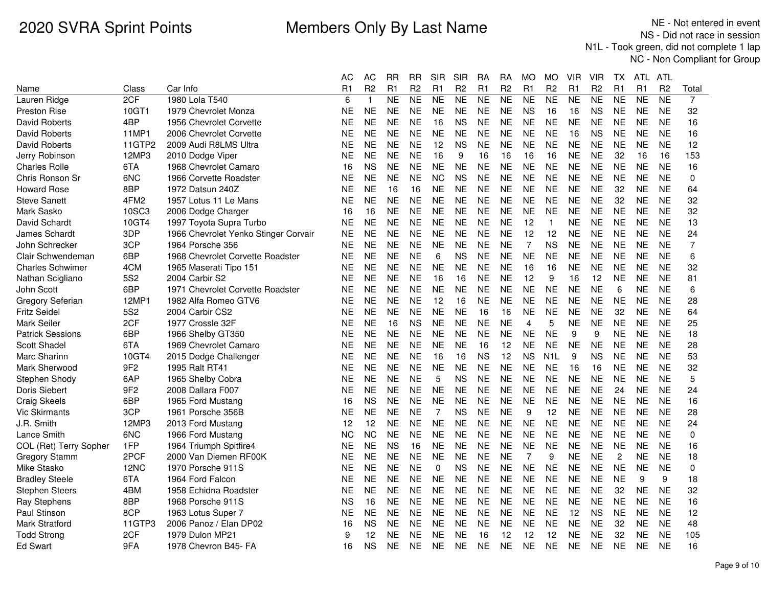# 2020 SVRA Sprint Points

## Members Only By Last Name

NE - Not entered in event
NS - Did not race in session
N1L - Took green, did not complete 1 lap
NC - Non Compliant for Group

| Name | Class | Car Info | AC R1 | AC R2 | RR R1 | RR R2 | SIR R1 | SIR R2 | RA R1 | RA R2 | MO R1 | MO R2 | VIR R1 | VIR R2 | TX R1 | ATL R1 | ATL R2 | Total |
|---|---|---|---|---|---|---|---|---|---|---|---|---|---|---|---|---|---|---|
| Lauren Ridge | 2CF | 1980 Lola T540 | 6 | 1 | NE | NE | NE | NE | NE | NE | NE | NE | NE | NE | NE | NE | NE | 7 |
| Preston Rise | 10GT1 | 1979 Chevrolet Monza | NE | NE | NE | NE | NE | NE | NE | NE | NS | 16 | 16 | NS | NE | NE | NE | 32 |
| David Roberts | 4BP | 1956 Chevrolet Corvette | NE | NE | NE | NE | 16 | NS | NE | NE | NE | NE | NE | NE | NE | NE | NE | 16 |
| David Roberts | 11MP1 | 2006 Chevrolet Corvette | NE | NE | NE | NE | NE | NE | NE | NE | NE | NE | 16 | NS | NE | NE | NE | 16 |
| David Roberts | 11GTP2 | 2009 Audi R8LMS Ultra | NE | NE | NE | NE | 12 | NS | NE | NE | NE | NE | NE | NE | NE | NE | NE | 12 |
| Jerry Robinson | 12MP3 | 2010 Dodge Viper | NE | NE | NE | NE | 16 | 9 | 16 | 16 | 16 | 16 | NE | NE | 32 | 16 | 16 | 153 |
| Charles Rolle | 6TA | 1968 Chevrolet Camaro | 16 | NS | NE | NE | NE | NE | NE | NE | NE | NE | NE | NE | NE | NE | NE | 16 |
| Chris Ronson Sr | 6NC | 1966 Corvette Roadster | NE | NE | NE | NE | NC | NS | NE | NE | NE | NE | NE | NE | NE | NE | NE | 0 |
| Howard Rose | 8BP | 1972 Datsun 240Z | NE | NE | 16 | 16 | NE | NE | NE | NE | NE | NE | NE | NE | 32 | NE | NE | 64 |
| Steve Sanett | 4FM2 | 1957 Lotus 11 Le Mans | NE | NE | NE | NE | NE | NE | NE | NE | NE | NE | NE | NE | 32 | NE | NE | 32 |
| Mark Sasko | 10SC3 | 2006 Dodge Charger | 16 | 16 | NE | NE | NE | NE | NE | NE | NE | NE | NE | NE | NE | NE | NE | 32 |
| David Schardt | 10GT4 | 1997 Toyota Supra Turbo | NE | NE | NE | NE | NE | NE | NE | NE | 12 | 1 | NE | NE | NE | NE | NE | 13 |
| James Schardt | 3DP | 1966 Chevrolet Yenko Stinger Corvair | NE | NE | NE | NE | NE | NE | NE | NE | 12 | 12 | NE | NE | NE | NE | NE | 24 |
| John Schrecker | 3CP | 1964 Porsche 356 | NE | NE | NE | NE | NE | NE | NE | NE | 7 | NS | NE | NE | NE | NE | NE | 7 |
| Clair Schwendeman | 6BP | 1968 Chevrolet Corvette Roadster | NE | NE | NE | NE | 6 | NS | NE | NE | NE | NE | NE | NE | NE | NE | NE | 6 |
| Charles Schwimer | 4CM | 1965 Maserati Tipo 151 | NE | NE | NE | NE | NE | NE | NE | NE | 16 | 16 | NE | NE | NE | NE | NE | 32 |
| Nathan Scigliano | 5S2 | 2004 Carbir S2 | NE | NE | NE | NE | 16 | 16 | NE | NE | 12 | 9 | 16 | 12 | NE | NE | NE | 81 |
| John Scott | 6BP | 1971 Chevrolet Corvette Roadster | NE | NE | NE | NE | NE | NE | NE | NE | NE | NE | NE | NE | 6 | NE | NE | 6 |
| Gregory Seferian | 12MP1 | 1982 Alfa Romeo GTV6 | NE | NE | NE | NE | 12 | 16 | NE | NE | NE | NE | NE | NE | NE | NE | NE | 28 |
| Fritz Seidel | 5S2 | 2004 Carbir CS2 | NE | NE | NE | NE | NE | NE | 16 | 16 | NE | NE | NE | NE | 32 | NE | NE | 64 |
| Mark Seiler | 2CF | 1977 Crossle 32F | NE | NE | 16 | NS | NE | NE | NE | NE | 4 | 5 | NE | NE | NE | NE | NE | 25 |
| Patrick Sessions | 6BP | 1966 Shelby GT350 | NE | NE | NE | NE | NE | NE | NE | NE | NE | NE | 9 | 9 | NE | NE | NE | 18 |
| Scott Shadel | 6TA | 1969 Chevrolet Camaro | NE | NE | NE | NE | NE | NE | 16 | 12 | NE | NE | NE | NE | NE | NE | NE | 28 |
| Marc Sharinn | 10GT4 | 2015 Dodge Challenger | NE | NE | NE | NE | 16 | 16 | NS | 12 | NS | N1L | 9 | NS | NE | NE | NE | 53 |
| Mark Sherwood | 9F2 | 1995 Ralt RT41 | NE | NE | NE | NE | NE | NE | NE | NE | NE | NE | 16 | 16 | NE | NE | NE | 32 |
| Stephen Shody | 6AP | 1965 Shelby Cobra | NE | NE | NE | NE | 5 | NS | NE | NE | NE | NE | NE | NE | NE | NE | NE | 5 |
| Doris Siebert | 9F2 | 2008 Dallara F007 | NE | NE | NE | NE | NE | NE | NE | NE | NE | NE | NE | NE | 24 | NE | NE | 24 |
| Craig Skeels | 6BP | 1965 Ford Mustang | 16 | NS | NE | NE | NE | NE | NE | NE | NE | NE | NE | NE | NE | NE | NE | 16 |
| Vic Skirmants | 3CP | 1961 Porsche 356B | NE | NE | NE | NE | 7 | NS | NE | NE | 9 | 12 | NE | NE | NE | NE | NE | 28 |
| J.R. Smith | 12MP3 | 2013 Ford Mustang | 12 | 12 | NE | NE | NE | NE | NE | NE | NE | NE | NE | NE | NE | NE | NE | 24 |
| Lance Smith | 6NC | 1966 Ford Mustang | NC | NC | NE | NE | NE | NE | NE | NE | NE | NE | NE | NE | NE | NE | NE | 0 |
| COL (Ret) Terry Sopher | 1FP | 1964 Triumph Spitfire4 | NE | NE | NS | 16 | NE | NE | NE | NE | NE | NE | NE | NE | NE | NE | NE | 16 |
| Gregory Stamm | 2PCF | 2000 Van Diemen RF00K | NE | NE | NE | NE | NE | NE | NE | NE | 7 | 9 | NE | NE | 2 | NE | NE | 18 |
| Mike Stasko | 12NC | 1970 Porsche 911S | NE | NE | NE | NE | 0 | NS | NE | NE | NE | NE | NE | NE | NE | NE | NE | 0 |
| Bradley Steele | 6TA | 1964 Ford Falcon | NE | NE | NE | NE | NE | NE | NE | NE | NE | NE | NE | NE | NE | 9 | 9 | 18 |
| Stephen Steers | 4BM | 1958 Echidna Roadster | NE | NE | NE | NE | NE | NE | NE | NE | NE | NE | NE | NE | 32 | NE | NE | 32 |
| Ray Stephens | 8BP | 1968 Porsche 911S | NS | 16 | NE | NE | NE | NE | NE | NE | NE | NE | NE | NE | NE | NE | NE | 16 |
| Paul Stinson | 8CP | 1963 Lotus Super 7 | NE | NE | NE | NE | NE | NE | NE | NE | NE | NE | 12 | NS | NE | NE | NE | 12 |
| Mark Stratford | 11GTP3 | 2006 Panoz / Elan DP02 | 16 | NS | NE | NE | NE | NE | NE | NE | NE | NE | NE | NE | 32 | NE | NE | 48 |
| Todd Strong | 2CF | 1979 Dulon MP21 | 9 | 12 | NE | NE | NE | NE | 16 | 12 | 12 | 12 | NE | NE | 32 | NE | NE | 105 |
| Ed Swart | 9FA | 1978 Chevron B45- FA | 16 | NS | NE | NE | NE | NE | NE | NE | NE | NE | NE | NE | NE | NE | NE | 16 |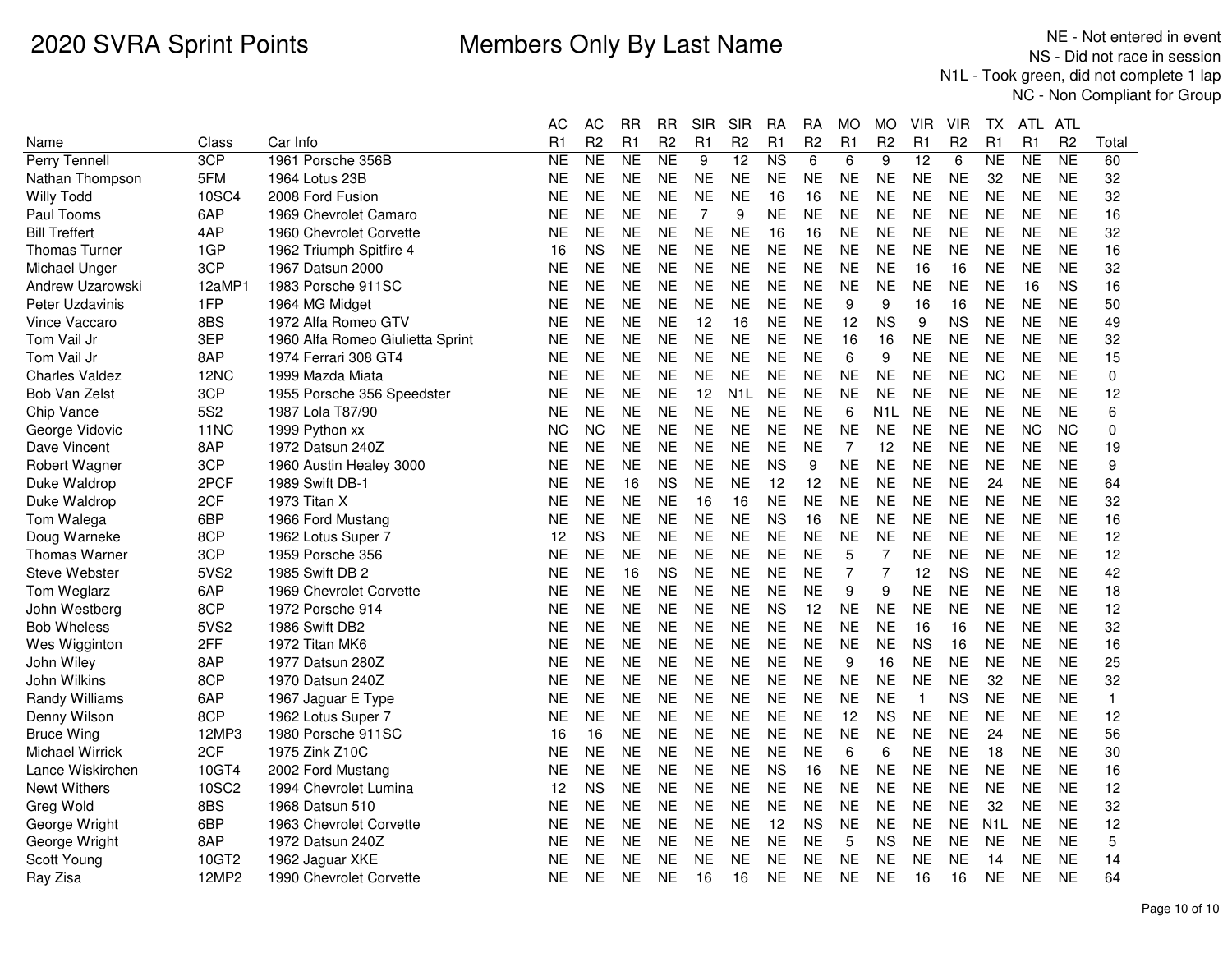# 2020 SVRA Sprint Points

## Members Only By Last Name

NE - Not entered in event
NS - Did not race in session
N1L - Took green, did not complete 1 lap
NC - Non Compliant for Group

| Name | Class | Car Info | AC R1 | AC R2 | RR R1 | RR R2 | SIR R1 | SIR R2 | RA R1 | RA R2 | MO R1 | MO R2 | VIR R1 | VIR R2 | TX R1 | ATL R1 | ATL R2 | Total |
|---|---|---|---|---|---|---|---|---|---|---|---|---|---|---|---|---|---|---|
| Perry Tennell | 3CP | 1961 Porsche 356B | NE | NE | NE | NE | 9 | 12 | NS | 6 | 6 | 9 | 12 | 6 | NE | NE | NE | 60 |
| Nathan Thompson | 5FM | 1964 Lotus 23B | NE | NE | NE | NE | NE | NE | NE | NE | NE | NE | NE | NE | 32 | NE | NE | 32 |
| Willy Todd | 10SC4 | 2008 Ford Fusion | NE | NE | NE | NE | NE | NE | 16 | 16 | NE | NE | NE | NE | NE | NE | NE | 32 |
| Paul Tooms | 6AP | 1969 Chevrolet Camaro | NE | NE | NE | NE | 7 | 9 | NE | NE | NE | NE | NE | NE | NE | NE | NE | 16 |
| Bill Treffert | 4AP | 1960 Chevrolet Corvette | NE | NE | NE | NE | NE | NE | 16 | 16 | NE | NE | NE | NE | NE | NE | NE | 32 |
| Thomas Turner | 1GP | 1962 Triumph Spitfire 4 | 16 | NS | NE | NE | NE | NE | NE | NE | NE | NE | NE | NE | NE | NE | NE | 16 |
| Michael Unger | 3CP | 1967 Datsun 2000 | NE | NE | NE | NE | NE | NE | NE | NE | NE | NE | 16 | 16 | NE | NE | NE | 32 |
| Andrew Uzarowski | 12aMP1 | 1983 Porsche 911SC | NE | NE | NE | NE | NE | NE | NE | NE | NE | NE | NE | NE | NE | 16 | NS | 16 |
| Peter Uzdavinis | 1FP | 1964 MG Midget | NE | NE | NE | NE | NE | NE | NE | NE | 9 | 9 | 16 | 16 | NE | NE | NE | 50 |
| Vince Vaccaro | 8BS | 1972 Alfa Romeo GTV | NE | NE | NE | NE | 12 | 16 | NE | NE | 12 | NS | 9 | NS | NE | NE | NE | 49 |
| Tom Vail Jr | 3EP | 1960 Alfa Romeo Giulietta Sprint | NE | NE | NE | NE | NE | NE | NE | NE | 16 | 16 | NE | NE | NE | NE | NE | 32 |
| Tom Vail Jr | 8AP | 1974 Ferrari 308 GT4 | NE | NE | NE | NE | NE | NE | NE | NE | 6 | 9 | NE | NE | NE | NE | NE | 15 |
| Charles Valdez | 12NC | 1999 Mazda Miata | NE | NE | NE | NE | NE | NE | NE | NE | NE | NE | NE | NE | NC | NE | NE | 0 |
| Bob Van Zelst | 3CP | 1955 Porsche 356 Speedster | NE | NE | NE | NE | 12 | N1L | NE | NE | NE | NE | NE | NE | NE | NE | NE | 12 |
| Chip Vance | 5S2 | 1987 Lola T87/90 | NE | NE | NE | NE | NE | NE | NE | NE | 6 | N1L | NE | NE | NE | NE | NE | 6 |
| George Vidovic | 11NC | 1999 Python xx | NC | NC | NE | NE | NE | NE | NE | NE | NE | NE | NE | NE | NE | NC | NC | 0 |
| Dave Vincent | 8AP | 1972 Datsun 240Z | NE | NE | NE | NE | NE | NE | NE | NE | 7 | 12 | NE | NE | NE | NE | NE | 19 |
| Robert Wagner | 3CP | 1960 Austin Healey 3000 | NE | NE | NE | NE | NE | NE | NS | 9 | NE | NE | NE | NE | NE | NE | NE | 9 |
| Duke Waldrop | 2PCF | 1989 Swift DB-1 | NE | NE | 16 | NS | NE | NE | 12 | 12 | NE | NE | NE | NE | 24 | NE | NE | 64 |
| Duke Waldrop | 2CF | 1973 Titan X | NE | NE | NE | NE | 16 | 16 | NE | NE | NE | NE | NE | NE | NE | NE | NE | 32 |
| Tom Walega | 6BP | 1966 Ford Mustang | NE | NE | NE | NE | NE | NE | NS | 16 | NE | NE | NE | NE | NE | NE | NE | 16 |
| Doug Warneke | 8CP | 1962 Lotus Super 7 | 12 | NS | NE | NE | NE | NE | NE | NE | NE | NE | NE | NE | NE | NE | NE | 12 |
| Thomas Warner | 3CP | 1959 Porsche 356 | NE | NE | NE | NE | NE | NE | NE | NE | 5 | 7 | NE | NE | NE | NE | NE | 12 |
| Steve Webster | 5VS2 | 1985 Swift DB 2 | NE | NE | 16 | NS | NE | NE | NE | NE | 7 | 7 | 12 | NS | NE | NE | NE | 42 |
| Tom Weglarz | 6AP | 1969 Chevrolet Corvette | NE | NE | NE | NE | NE | NE | NE | NE | 9 | 9 | NE | NE | NE | NE | NE | 18 |
| John Westberg | 8CP | 1972 Porsche 914 | NE | NE | NE | NE | NE | NE | NS | 12 | NE | NE | NE | NE | NE | NE | NE | 12 |
| Bob Wheless | 5VS2 | 1986 Swift DB2 | NE | NE | NE | NE | NE | NE | NE | NE | NE | NE | 16 | 16 | NE | NE | NE | 32 |
| Wes Wigginton | 2FF | 1972 Titan MK6 | NE | NE | NE | NE | NE | NE | NE | NE | NE | NE | NS | 16 | NE | NE | NE | 16 |
| John Wiley | 8AP | 1977 Datsun 280Z | NE | NE | NE | NE | NE | NE | NE | NE | 9 | 16 | NE | NE | NE | NE | NE | 25 |
| John Wilkins | 8CP | 1970 Datsun 240Z | NE | NE | NE | NE | NE | NE | NE | NE | NE | NE | NE | NE | 32 | NE | NE | 32 |
| Randy Williams | 6AP | 1967 Jaguar E Type | NE | NE | NE | NE | NE | NE | NE | NE | NE | NE | 1 | NS | NE | NE | NE | 1 |
| Denny Wilson | 8CP | 1962 Lotus Super 7 | NE | NE | NE | NE | NE | NE | NE | NE | 12 | NS | NE | NE | NE | NE | NE | 12 |
| Bruce Wing | 12MP3 | 1980 Porsche 911SC | 16 | 16 | NE | NE | NE | NE | NE | NE | NE | NE | NE | NE | 24 | NE | NE | 56 |
| Michael Wirrick | 2CF | 1975 Zink Z10C | NE | NE | NE | NE | NE | NE | NE | NE | 6 | 6 | NE | NE | 18 | NE | NE | 30 |
| Lance Wiskirchen | 10GT4 | 2002 Ford Mustang | NE | NE | NE | NE | NE | NE | NS | 16 | NE | NE | NE | NE | NE | NE | NE | 16 |
| Newt Withers | 10SC2 | 1994 Chevrolet Lumina | 12 | NS | NE | NE | NE | NE | NE | NE | NE | NE | NE | NE | NE | NE | NE | 12 |
| Greg Wold | 8BS | 1968 Datsun 510 | NE | NE | NE | NE | NE | NE | NE | NE | NE | NE | NE | NE | 32 | NE | NE | 32 |
| George Wright | 6BP | 1963 Chevrolet Corvette | NE | NE | NE | NE | NE | NE | 12 | NS | NE | NE | NE | NE | N1L | NE | NE | 12 |
| George Wright | 8AP | 1972 Datsun 240Z | NE | NE | NE | NE | NE | NE | NE | NE | 5 | NS | NE | NE | NE | NE | NE | 5 |
| Scott Young | 10GT2 | 1962 Jaguar XKE | NE | NE | NE | NE | NE | NE | NE | NE | NE | NE | NE | NE | 14 | NE | NE | 14 |
| Ray Zisa | 12MP2 | 1990 Chevrolet Corvette | NE | NE | NE | NE | 16 | 16 | NE | NE | NE | NE | 16 | 16 | NE | NE | NE | 64 |